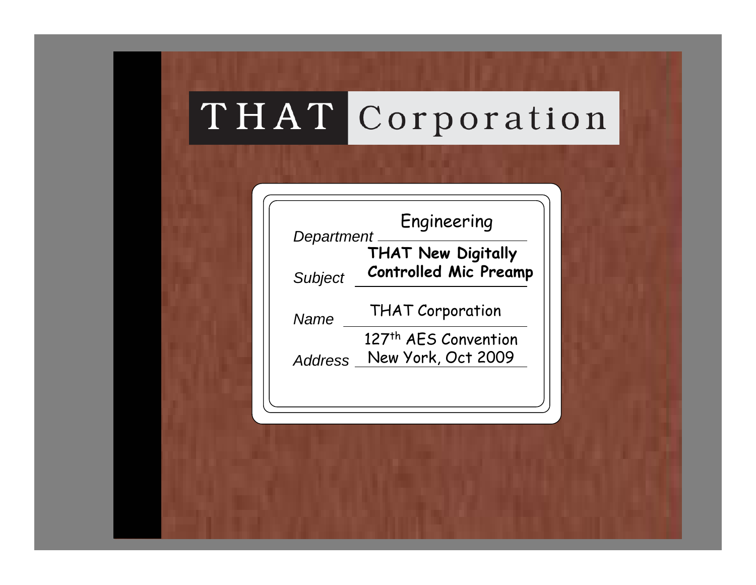# THAT Corporation

*Department* Engineering

*Subject* **THAT New Digitally Controlled Mic Preamp**

*Name* THAT Corporation

*Address* 127th AES Convention New York, Oct 2009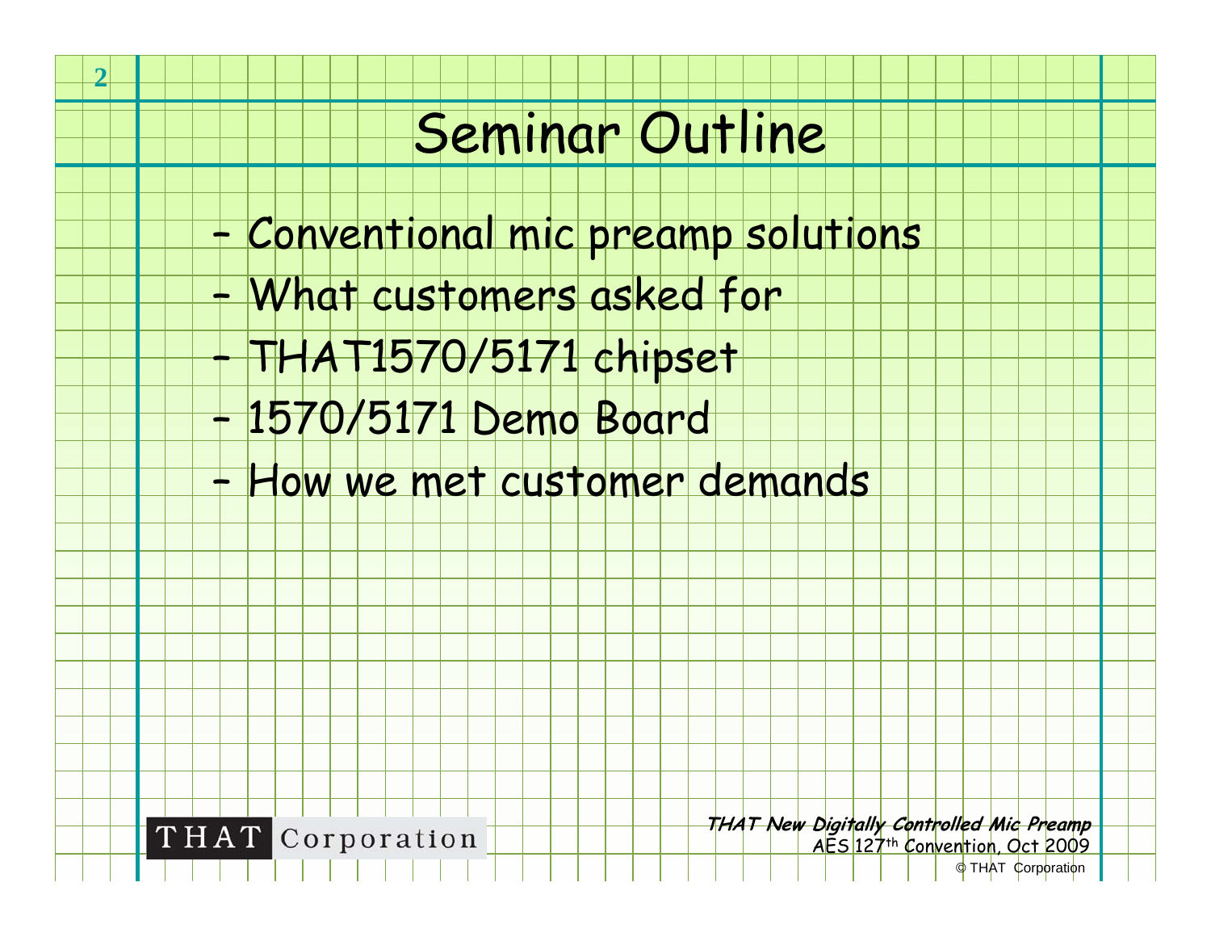# Seminar Outline

- Conventional mic preamp solutions
- What customers asked for
- THAT1570/5171 chipset
- 1570/5171 Demo Board
- How we met customer demands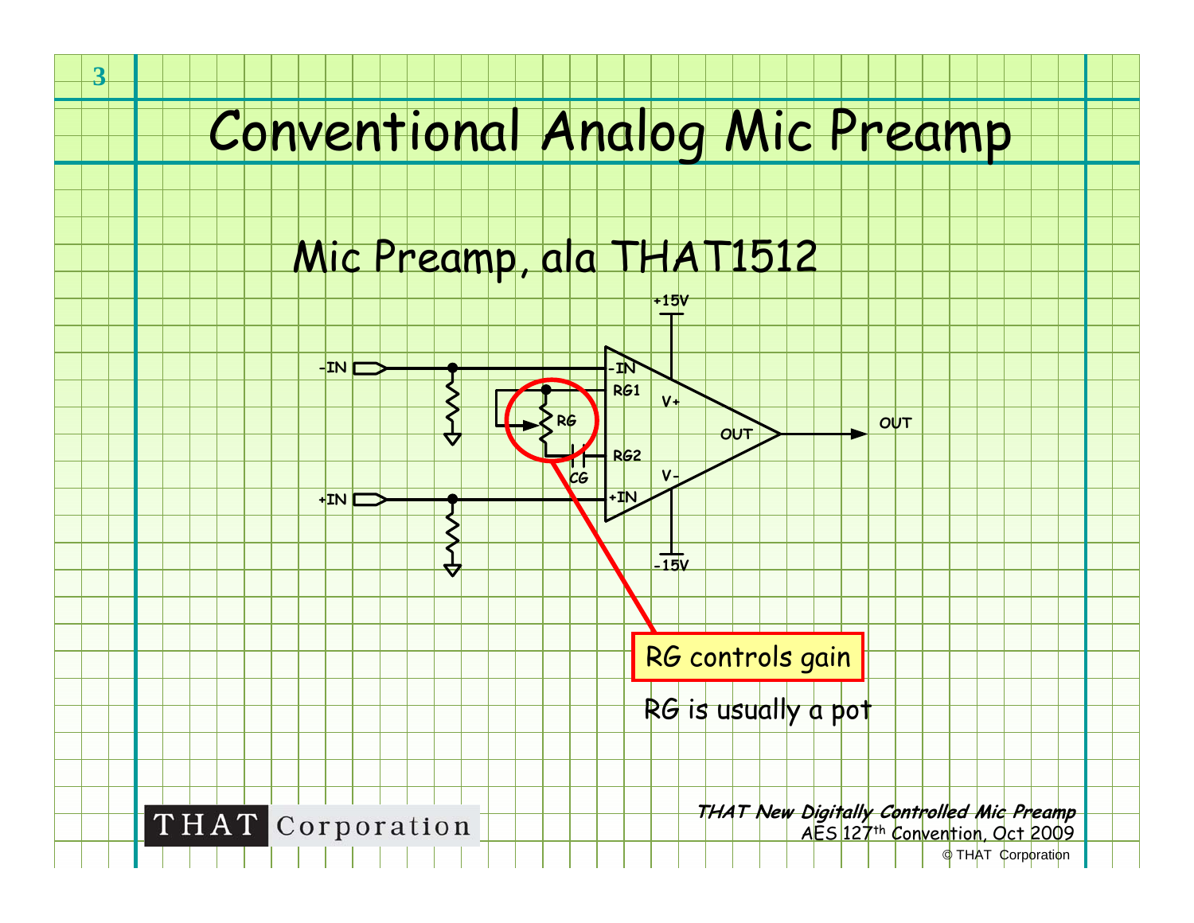# Conventional Analog Mic Preamp

## Mic Preamp, ala THAT1512

RG controls gain

RG is usually a pot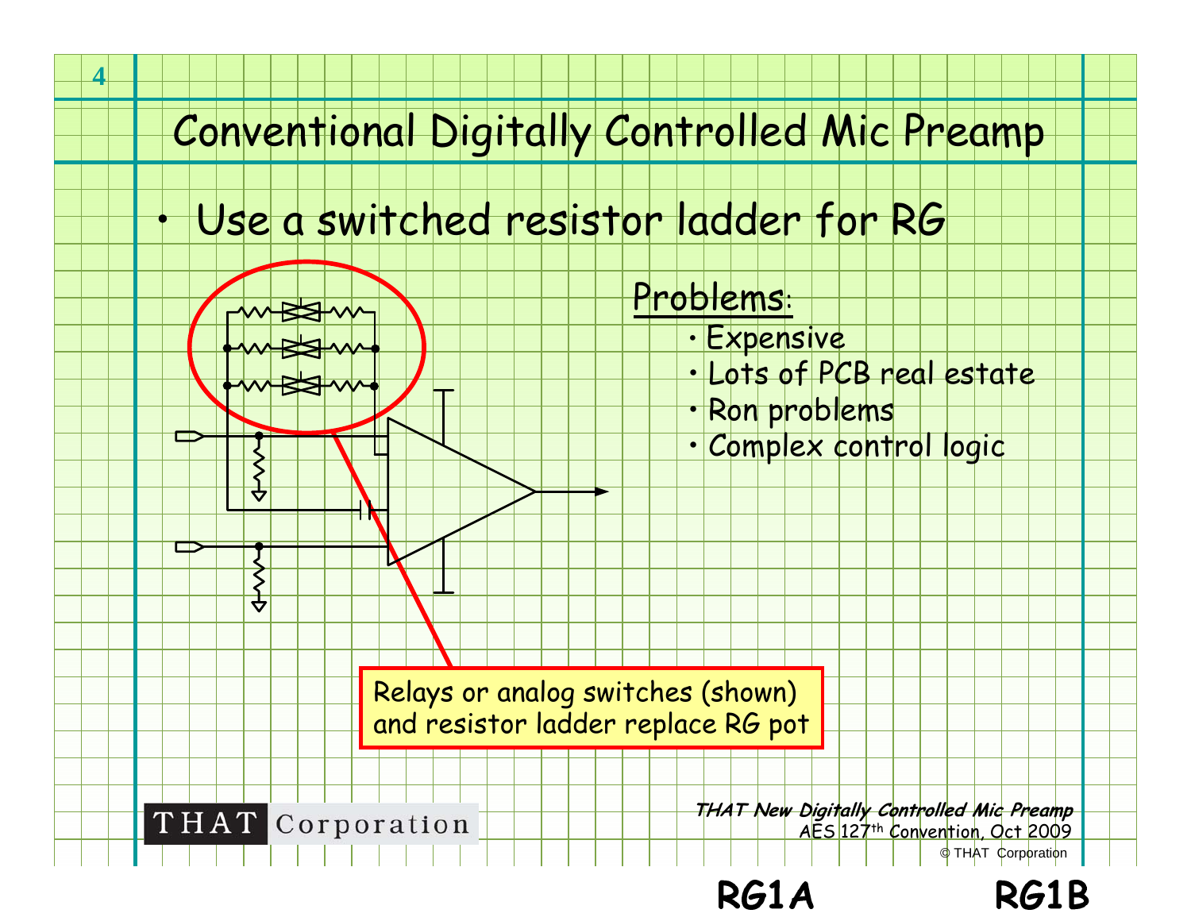# Conventional Digitally Controlled Mic Preamp

- Use a switched resistor ladder for RG

Problems:

- Expensive
- Lots of PCB real estate
- Ron problems
- Complex control logic

Relays or analog switches (shown) and resistor ladder replace RG pot

RG1A RG1B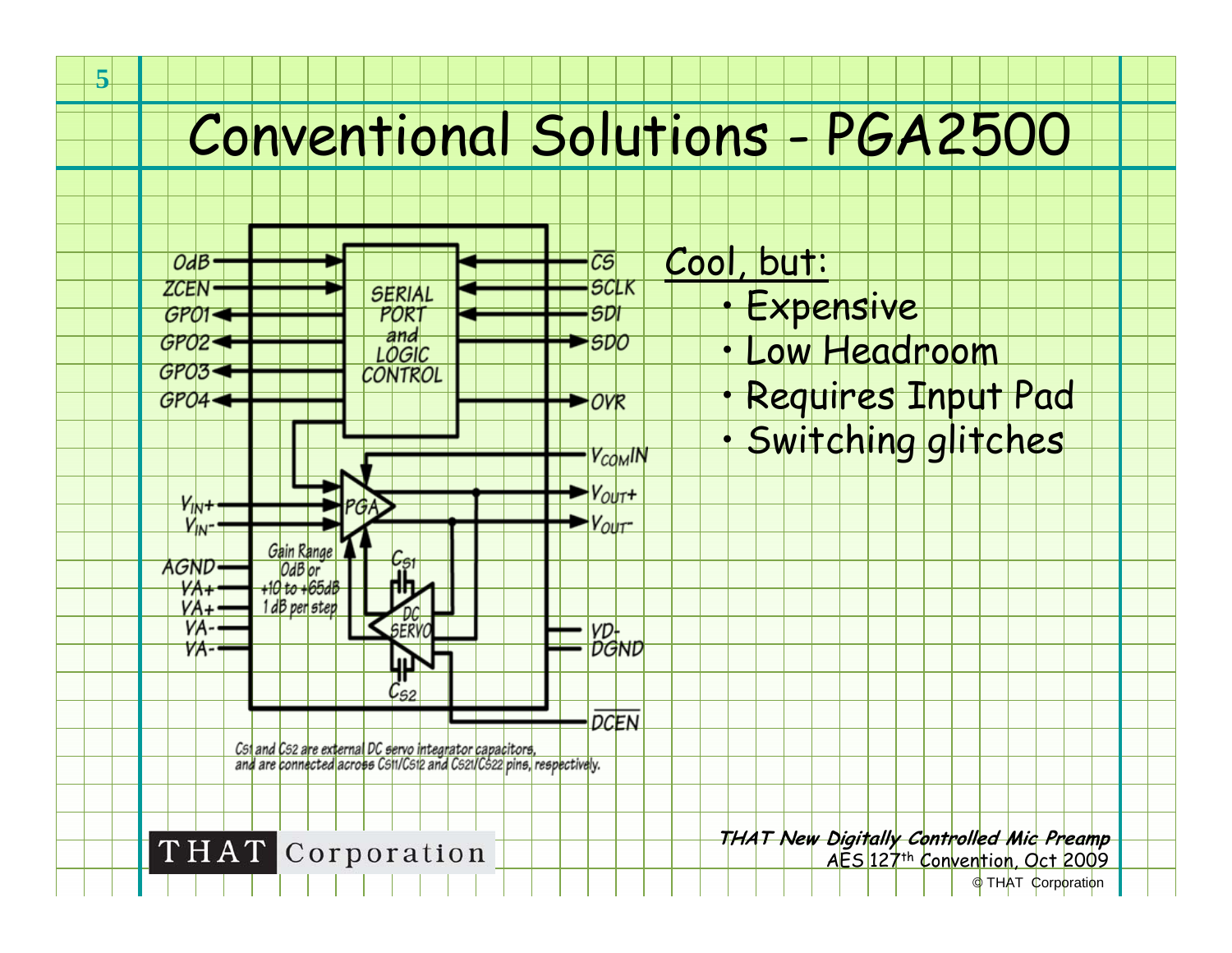# Conventional Solutions - PGA2500

Cs1 and Cs2 are external DC servo integrator capacitors, and are connected across Cs11/Cs12 and Cs21/Cs22 pins, respectively.

Cool, but:

- Expensive
- Low Headroom
- Requires Input Pad
- Switching glitches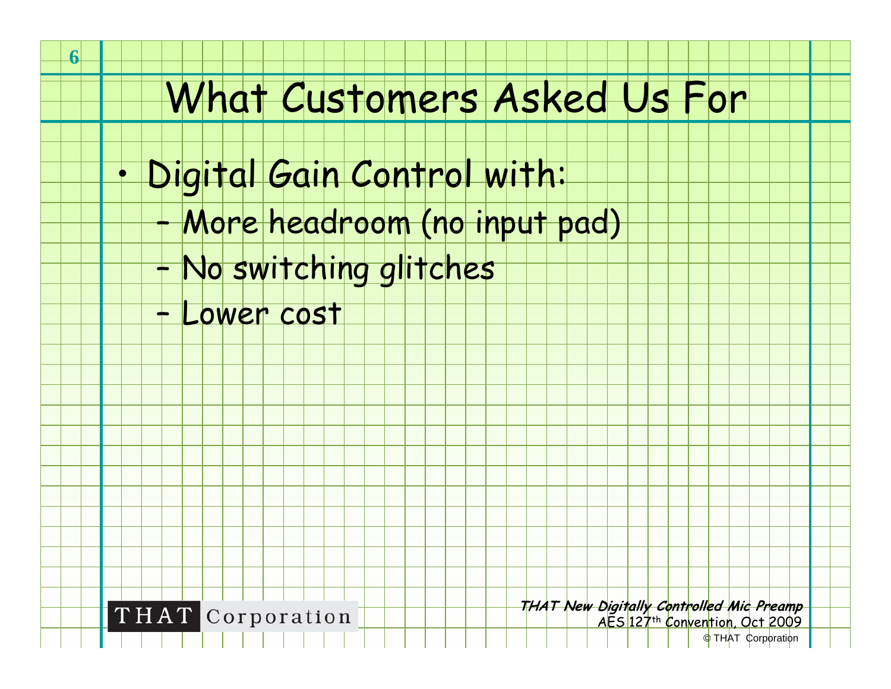# What Customers Asked Us For

- Digital Gain Control with:
  - More headroom (no input pad)
  - No switching glitches
  - Lower cost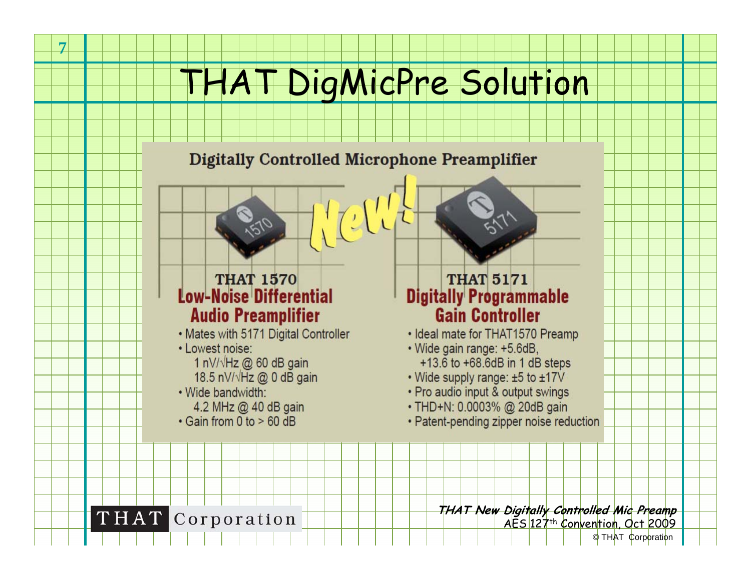# THAT DigMicPre Solution

## Digitally Controlled Microphone Preamplifier

New!

### THAT 1570
**Low-Noise Differential Audio Preamplifier**

- Mates with 5171 Digital Controller
- Lowest noise:
  - 1 nV/√Hz @ 60 dB gain
  - 18.5 nV/√Hz @ 0 dB gain
- Wide bandwidth:
  - 4.2 MHz @ 40 dB gain
- Gain from 0 to > 60 dB

### THAT 5171
**Digitally Programmable Gain Controller**

- Ideal mate for THAT1570 Preamp
- Wide gain range: +5.6dB, +13.6 to +68.6dB in 1 dB steps
- Wide supply range: ±5 to ±17V
- Pro audio input & output swings
- THD+N: 0.0003% @ 20dB gain
- Patent-pending zipper noise reduction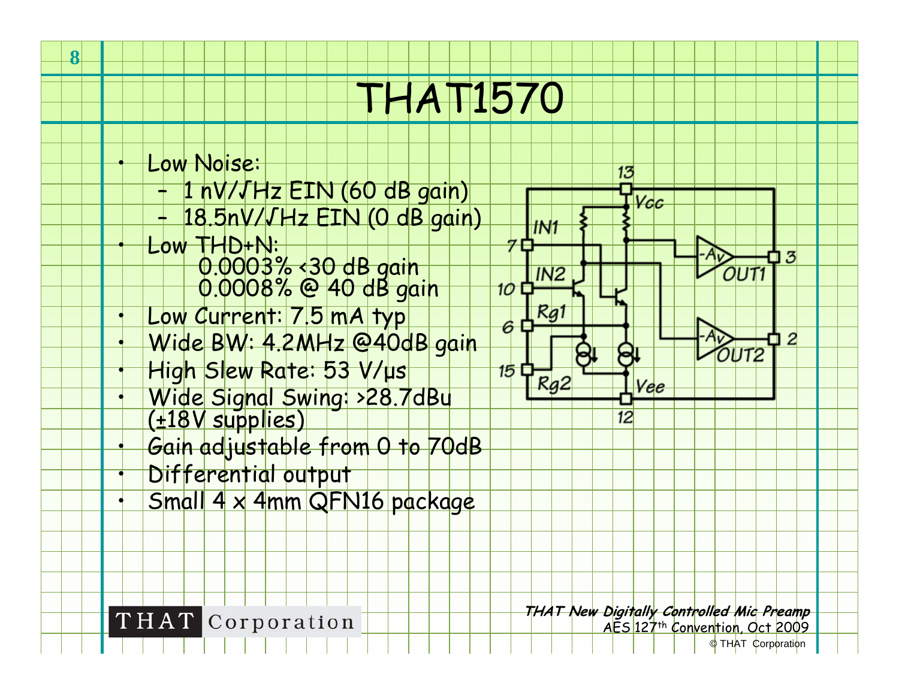# THAT1570

- Low Noise:
  - 1 nV/√Hz EIN (60 dB gain)
  - 18.5nV/√Hz EIN (0 dB gain)
- Low THD+N:
  - 0.0003% <30 dB gain
  - 0.0008% @ 40 dB gain
- Low Current: 7.5 mA typ
- Wide BW: 4.2MHz @40dB gain
- High Slew Rate: 53 V/µs
- Wide Signal Swing: >28.7dBu (±18V supplies)
- Gain adjustable from 0 to 70dB
- Differential output
- Small 4 x 4mm QFN16 package

*THAT New Digitally Controlled Mic Preamp*
AES 127th Convention, Oct 2009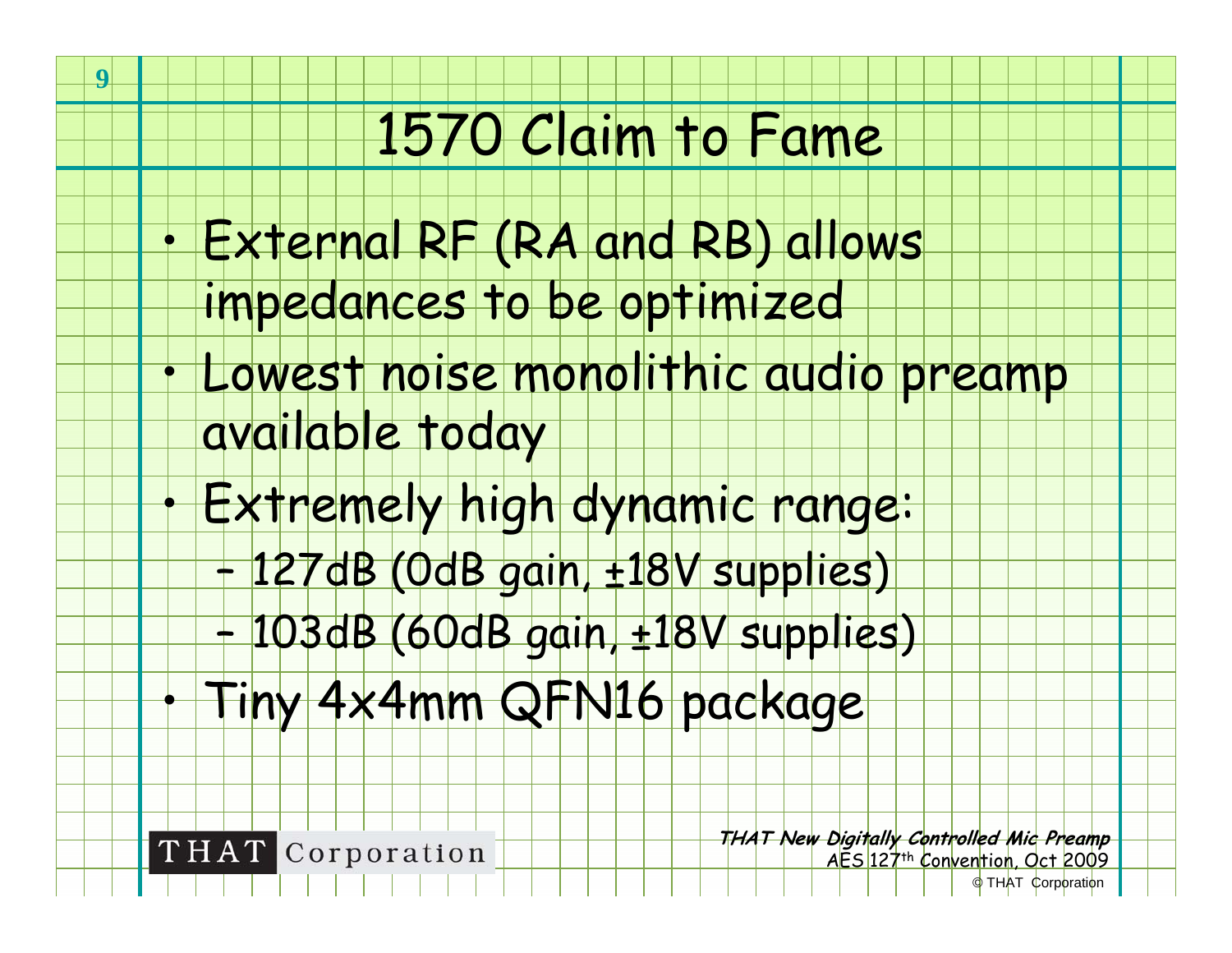# 1570 Claim to Fame

- External RF (RA and RB) allows impedances to be optimized
- Lowest noise monolithic audio preamp available today
- Extremely high dynamic range:
  - 127dB (0dB gain, ±18V supplies)
  - 103dB (60dB gain, ±18V supplies)
- Tiny 4x4mm QFN16 package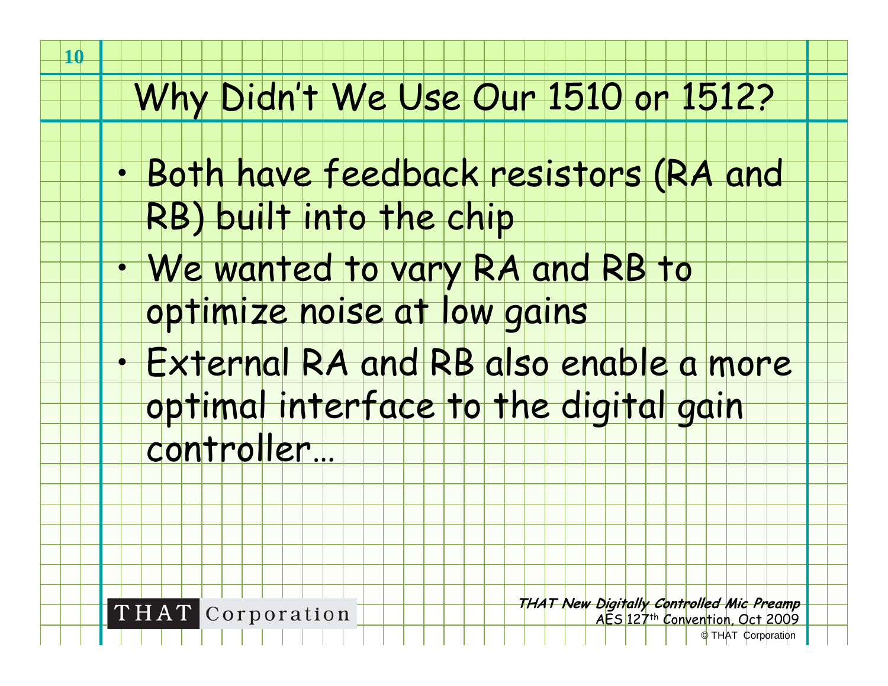# Why Didn't We Use Our 1510 or 1512?

- Both have feedback resistors (RA and RB) built into the chip
- We wanted to vary RA and RB to optimize noise at low gains
- External RA and RB also enable a more optimal interface to the digital gain controller…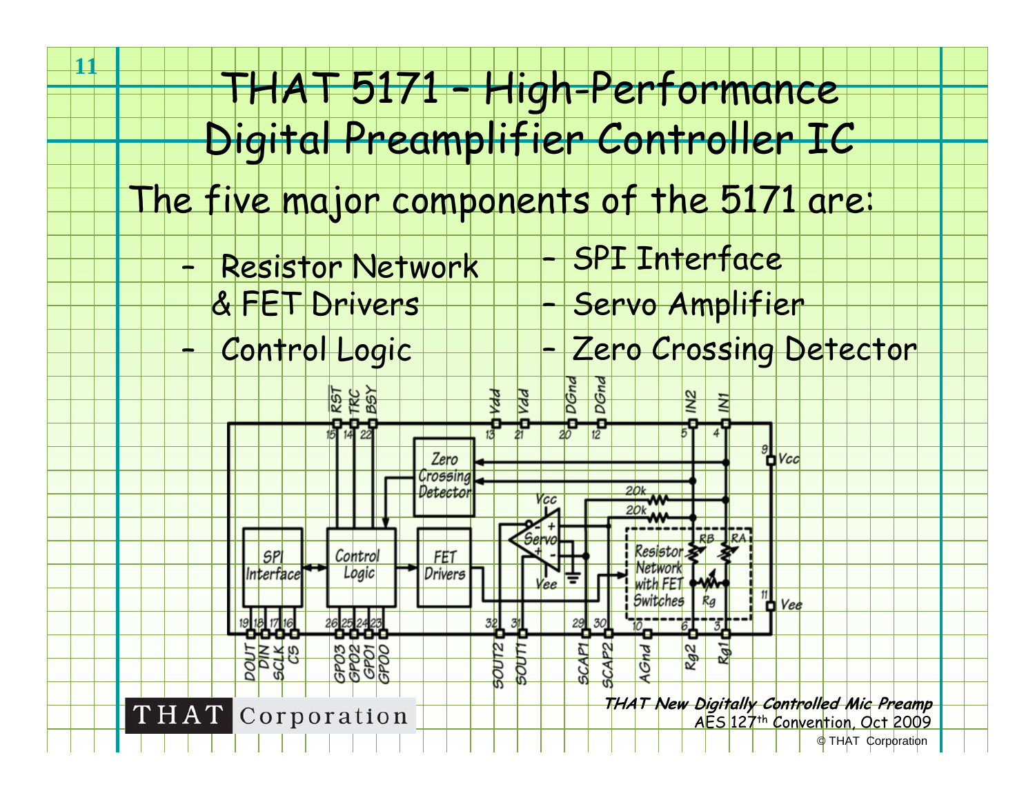# THAT 5171 – High-Performance Digital Preamplifier Controller IC

The five major components of the 5171 are:

- Resistor Network & FET Drivers
- Control Logic
- SPI Interface
- Servo Amplifier
- Zero Crossing Detector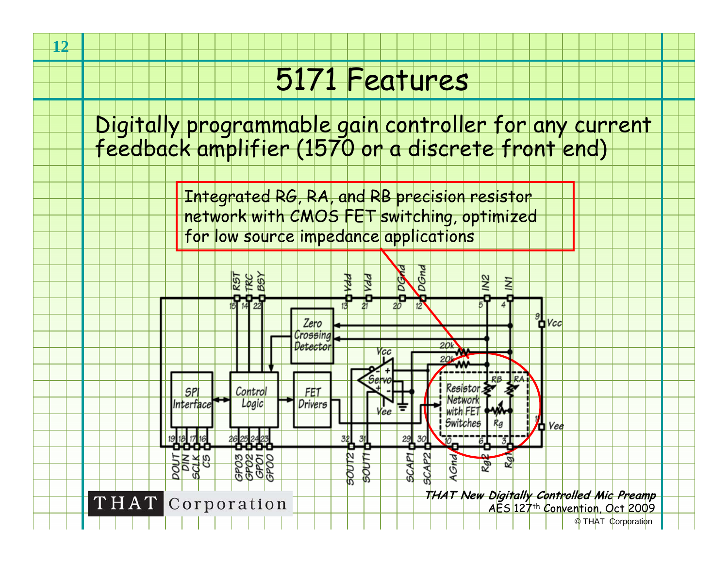# 5171 Features

Digitally programmable gain controller for any current feedback amplifier (1570 or a discrete front end)

Integrated RG, RA, and RB precision resistor network with CMOS FET switching, optimized for low source impedance applications

*THAT New Digitally Controlled Mic Preamp*

AES 127th Convention, Oct 2009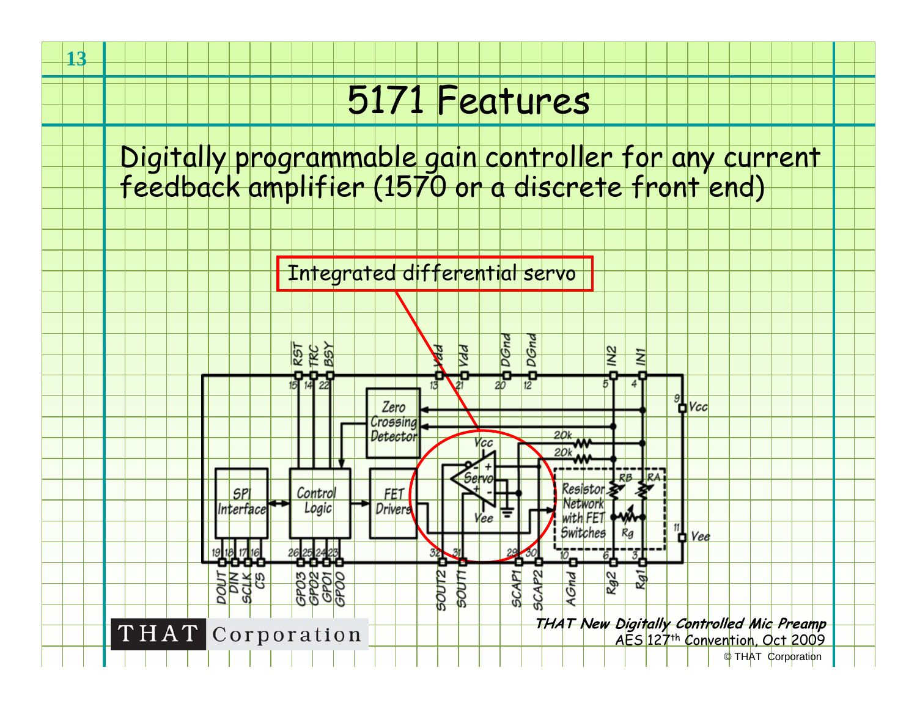# 5171 Features

Digitally programmable gain controller for any current feedback amplifier (1570 or a discrete front end)

Integrated differential servo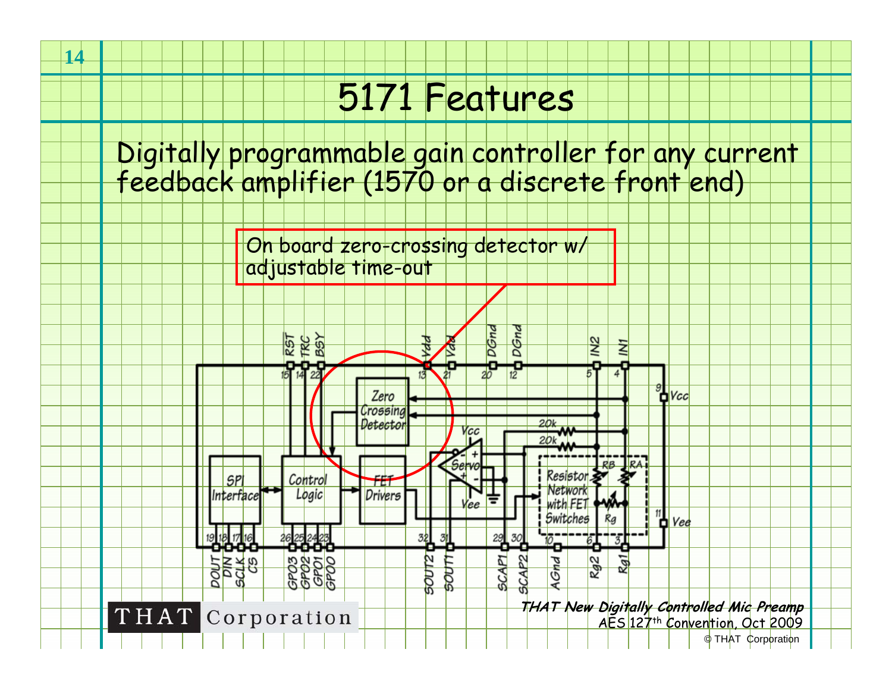# 5171 Features

Digitally programmable gain controller for any current feedback amplifier (1570 or a discrete front end)

On board zero-crossing detector w/ adjustable time-out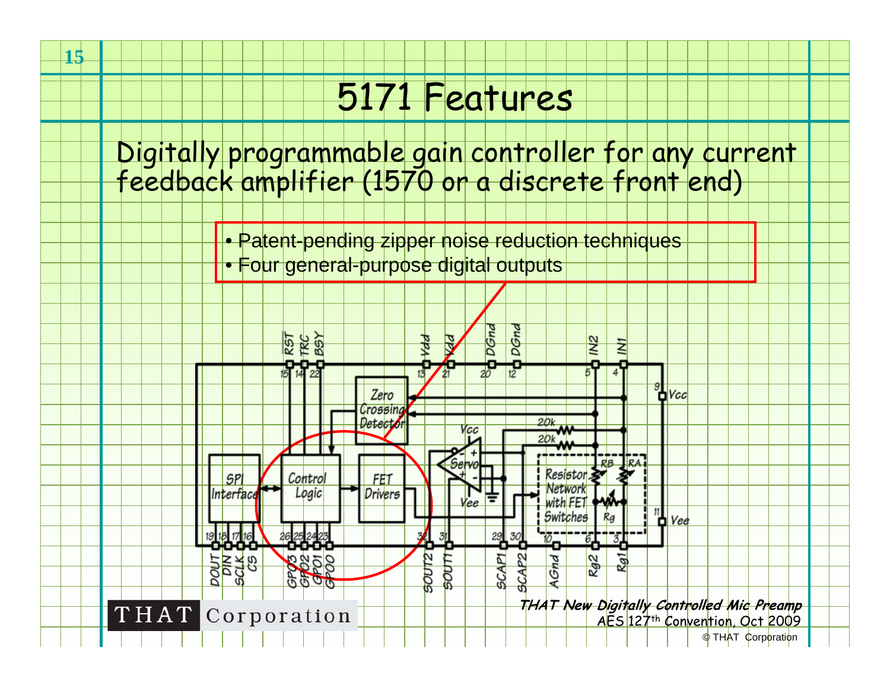# 5171 Features

Digitally programmable gain controller for any current feedback amplifier (1570 or a discrete front end)

- Patent-pending zipper noise reduction techniques
- Four general-purpose digital outputs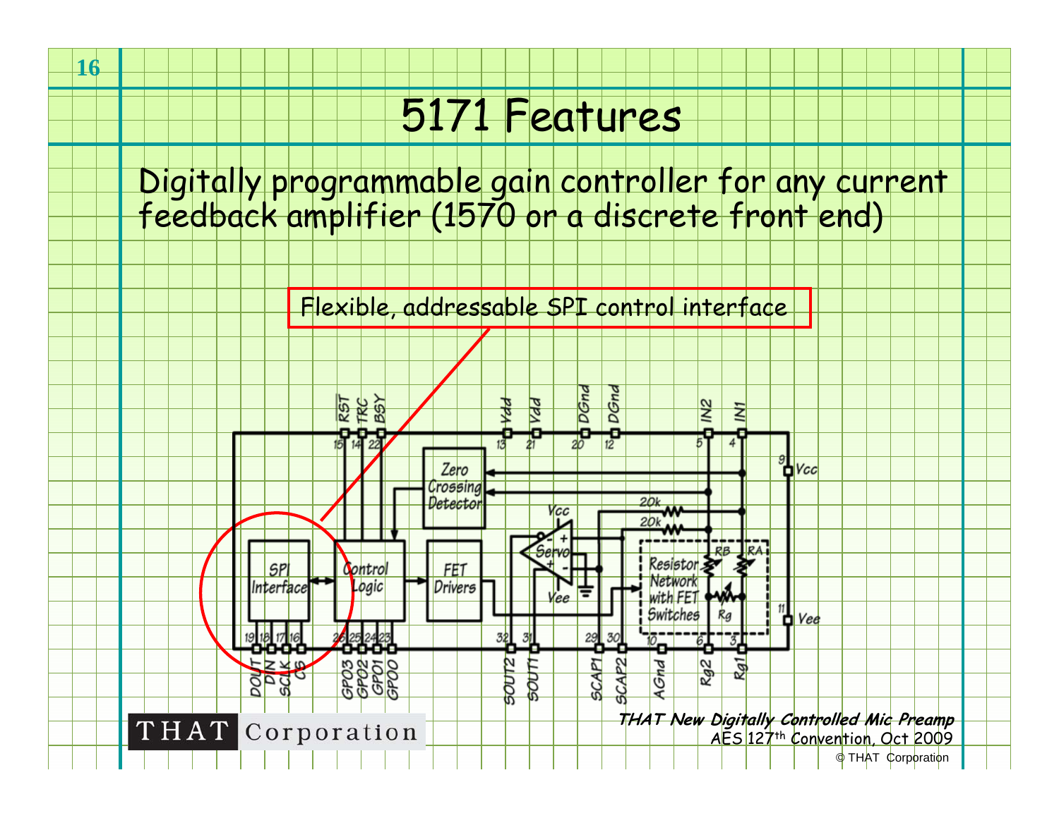# 5171 Features

Digitally programmable gain controller for any current feedback amplifier (1570 or a discrete front end)

Flexible, addressable SPI control interface

THAT Corporation

***THAT New Digitally Controlled Mic Preamp***
AES 127th Convention, Oct 2009
© THAT Corporation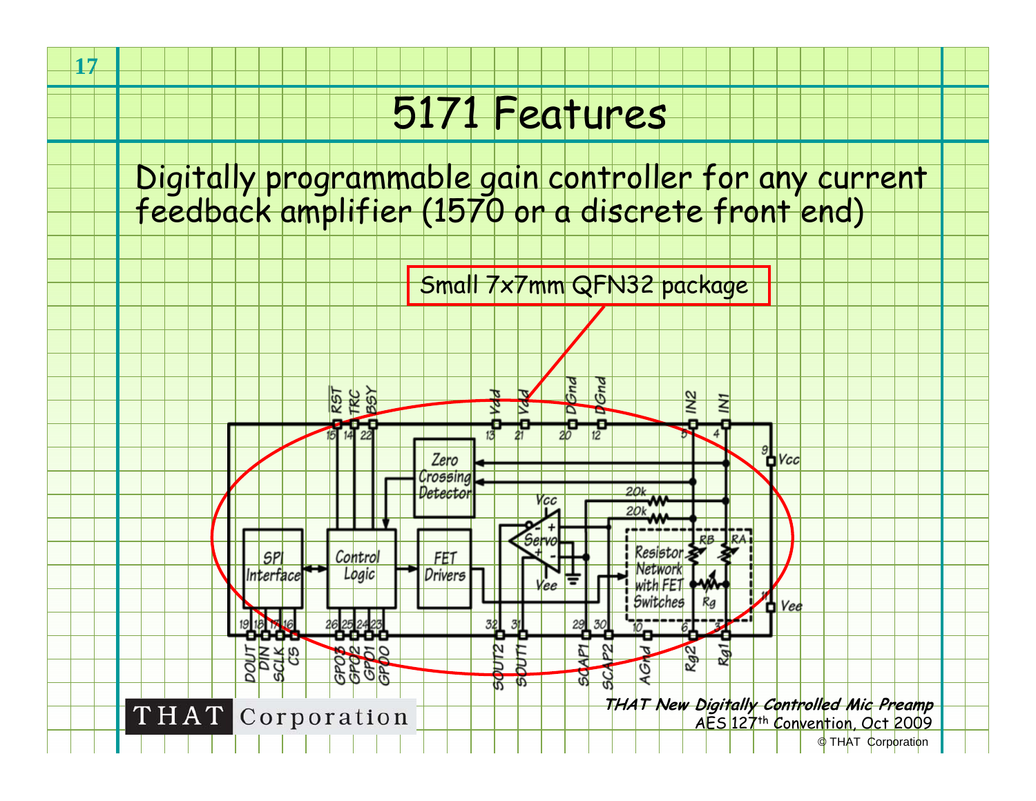# 5171 Features

Digitally programmable gain controller for any current feedback amplifier (1570 or a discrete front end)

Small 7x7mm QFN32 package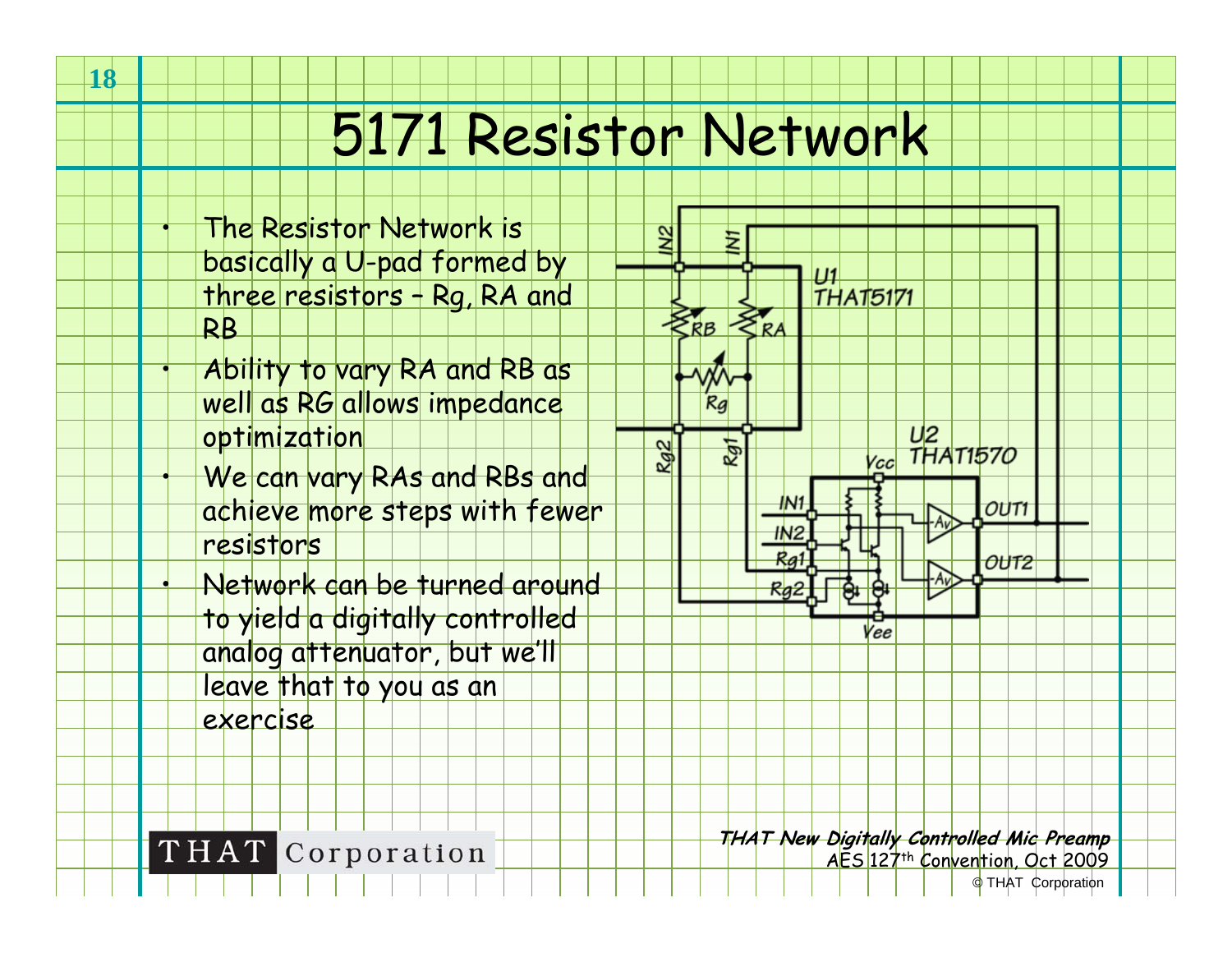# 5171 Resistor Network

- The Resistor Network is basically a U-pad formed by three resistors – Rg, RA and RB
- Ability to vary RA and RB as well as RG allows impedance optimization
- We can vary RAs and RBs and achieve more steps with fewer resistors
- Network can be turned around to yield a digitally controlled analog attenuator, but we'll leave that to you as an exercise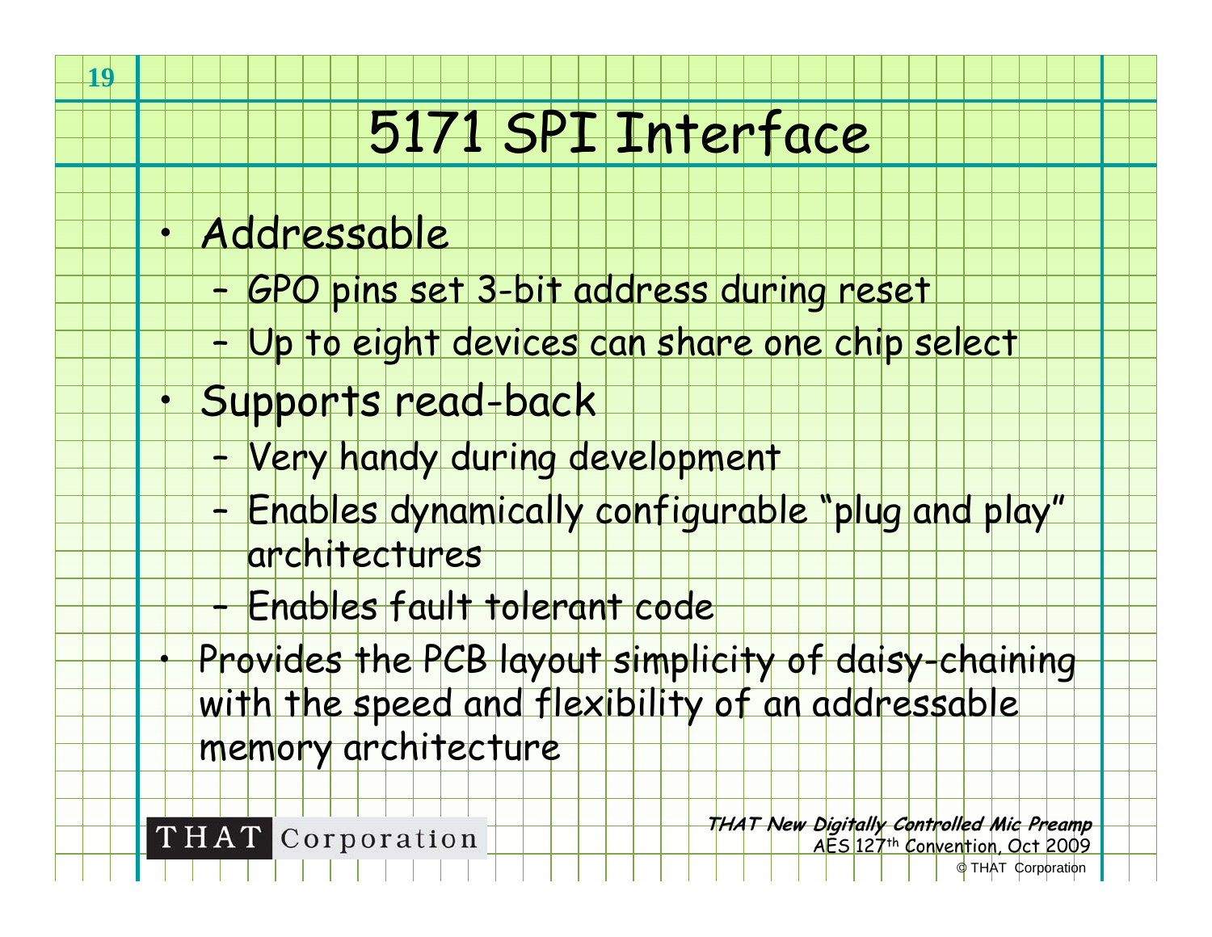# 5171 SPI Interface

- Addressable
  - GPO pins set 3-bit address during reset
  - Up to eight devices can share one chip select
- Supports read-back
  - Very handy during development
  - Enables dynamically configurable "plug and play" architectures
  - Enables fault tolerant code
- Provides the PCB layout simplicity of daisy-chaining with the speed and flexibility of an addressable memory architecture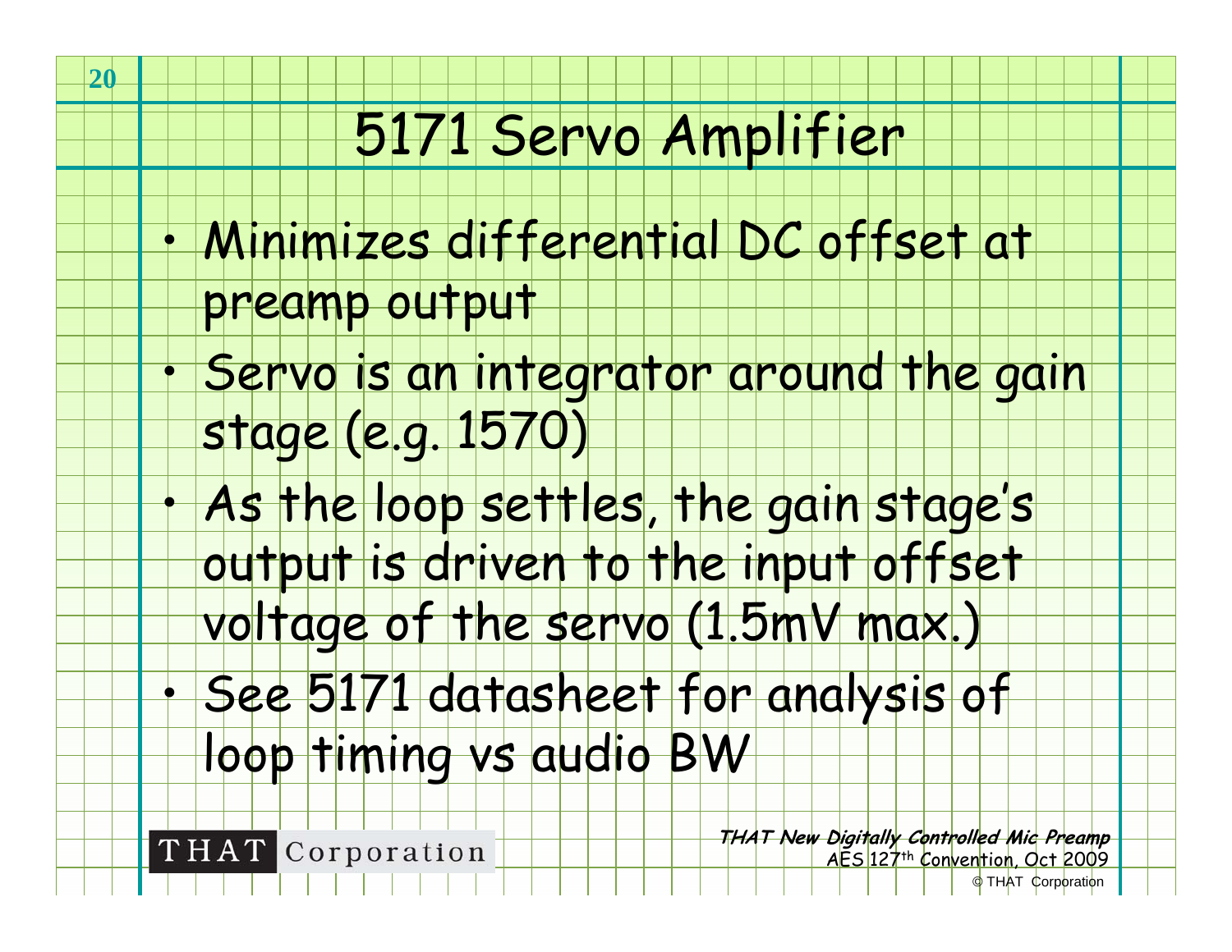# 5171 Servo Amplifier

- Minimizes differential DC offset at preamp output
- Servo is an integrator around the gain stage (e.g. 1570)
- As the loop settles, the gain stage's output is driven to the input offset voltage of the servo (1.5mV max.)
- See 5171 datasheet for analysis of loop timing vs audio BW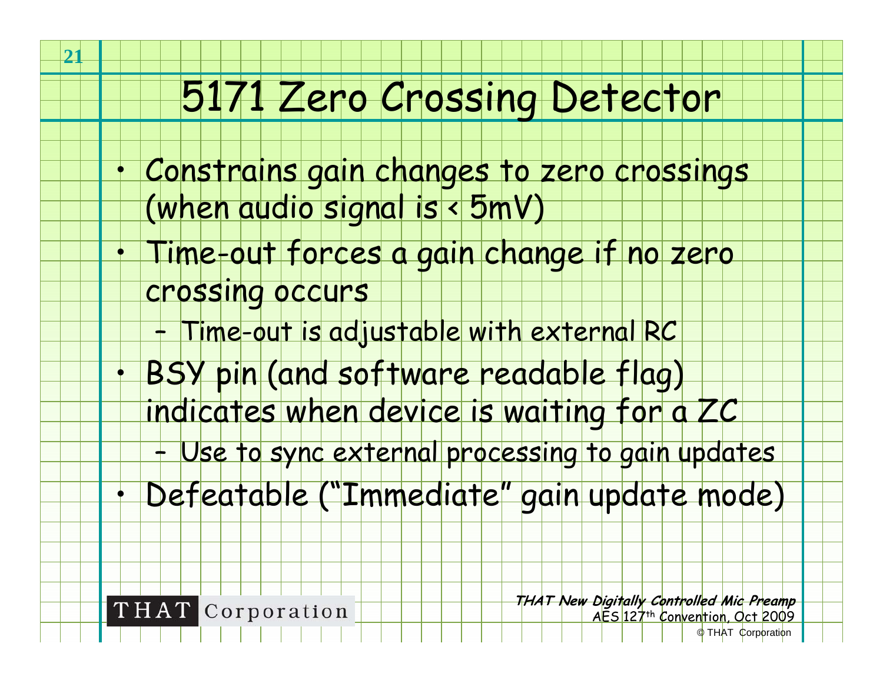# 5171 Zero Crossing Detector

- Constrains gain changes to zero crossings (when audio signal is < 5mV)
- Time-out forces a gain change if no zero crossing occurs
  - Time-out is adjustable with external RC
- BSY pin (and software readable flag) indicates when device is waiting for a ZC
  - Use to sync external processing to gain updates
- Defeatable ("Immediate" gain update mode)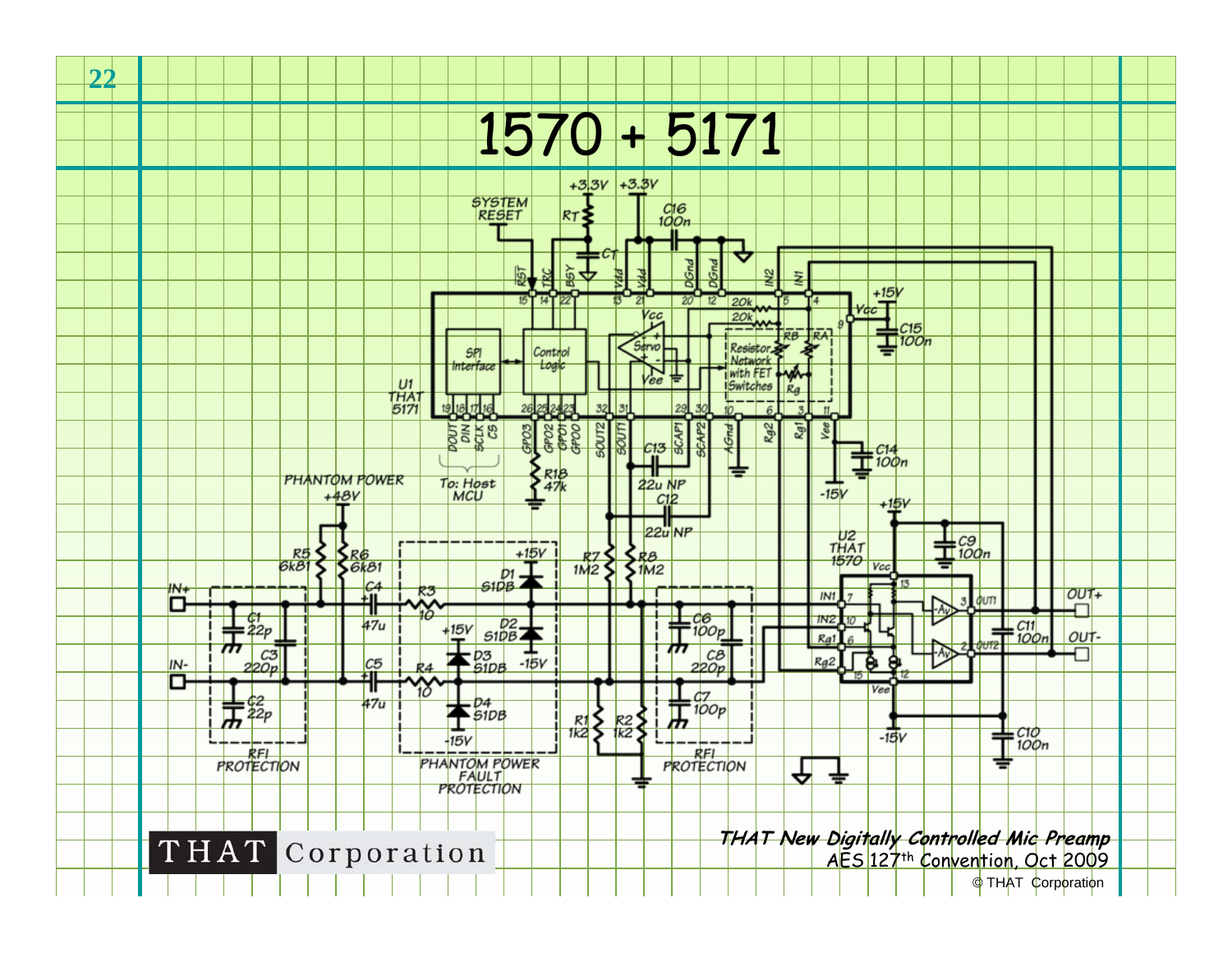# 1570 + 5171

*THAT New Digitally Controlled Mic Preamp*
AES 127th Convention, Oct 2009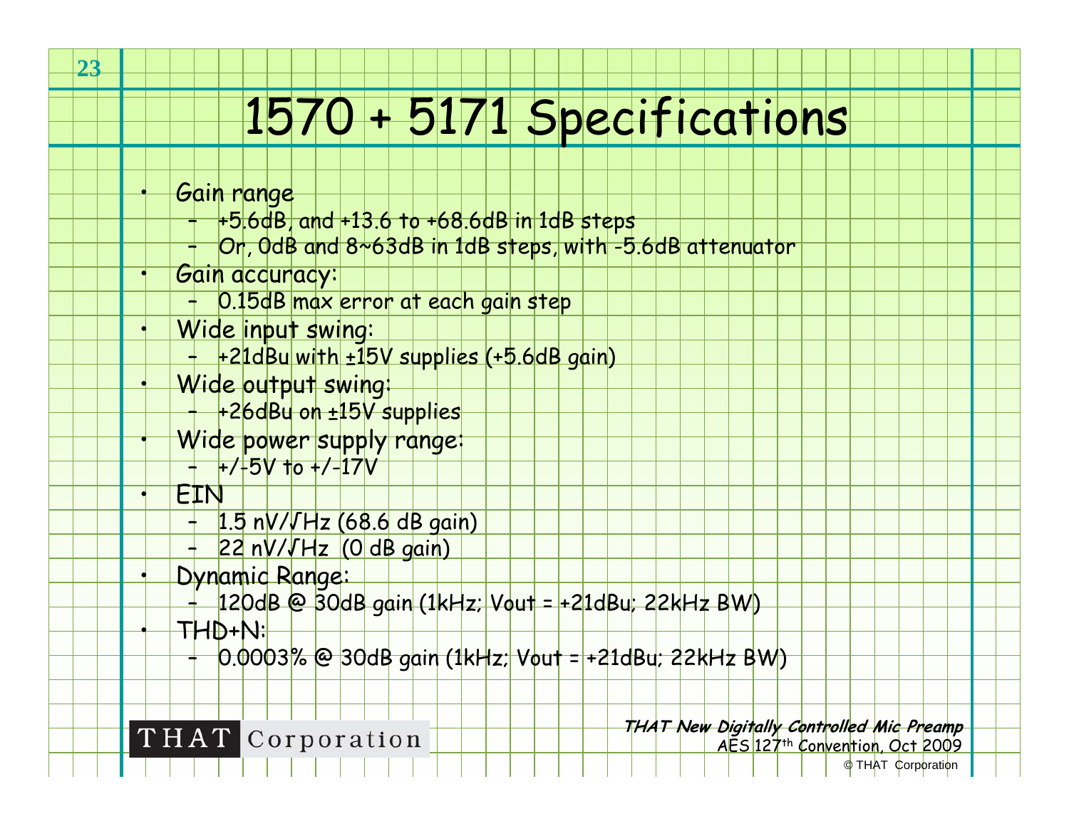# 1570 + 5171 Specifications

- Gain range
  - +5.6dB, and +13.6 to +68.6dB in 1dB steps
  - Or, 0dB and 8~63dB in 1dB steps, with -5.6dB attenuator
- Gain accuracy:
  - 0.15dB max error at each gain step
- Wide input swing:
  - +21dBu with ±15V supplies (+5.6dB gain)
- Wide output swing:
  - +26dBu on ±15V supplies
- Wide power supply range:
  - +/-5V to +/-17V
- EIN
  - 1.5 nV/√Hz (68.6 dB gain)
  - 22 nV/√Hz (0 dB gain)
- Dynamic Range:
  - 120dB @ 30dB gain (1kHz; Vout = +21dBu; 22kHz BW)
- THD+N:
  - 0.0003% @ 30dB gain (1kHz; Vout = +21dBu; 22kHz BW)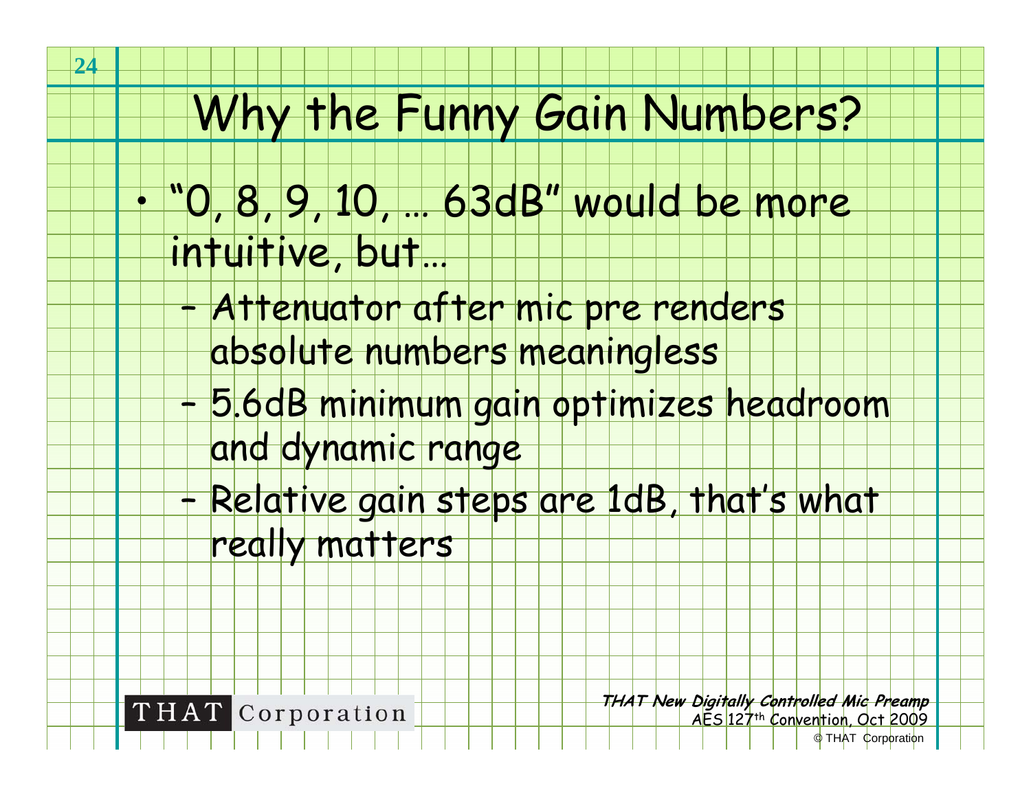# Why the Funny Gain Numbers?

- "0, 8, 9, 10, … 63dB" would be more intuitive, but…
  - Attenuator after mic pre renders absolute numbers meaningless
  - 5.6dB minimum gain optimizes headroom and dynamic range
  - Relative gain steps are 1dB, that's what really matters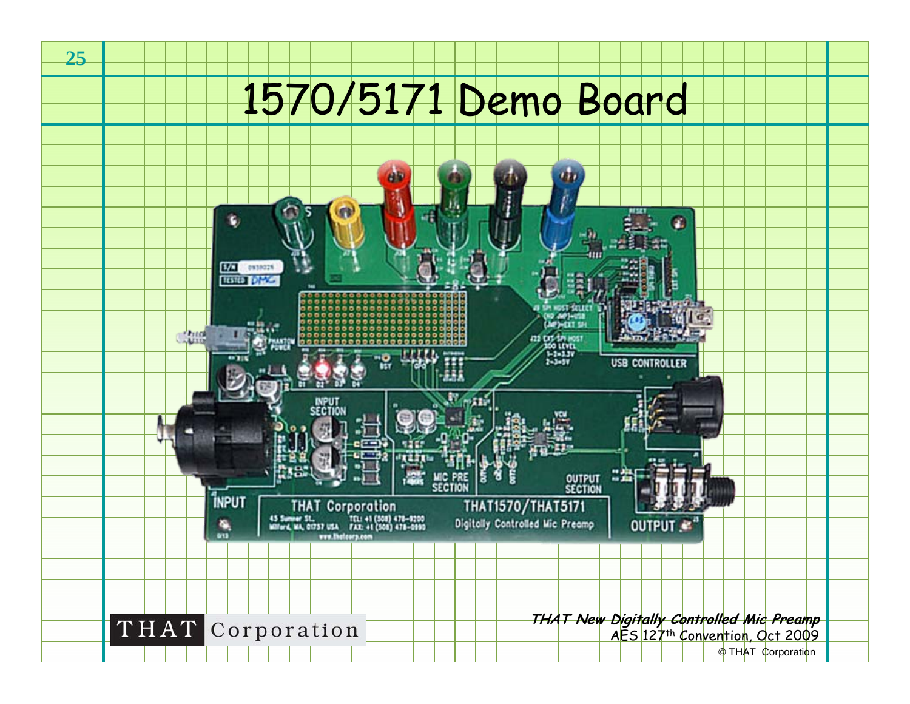# 1570/5171 Demo Board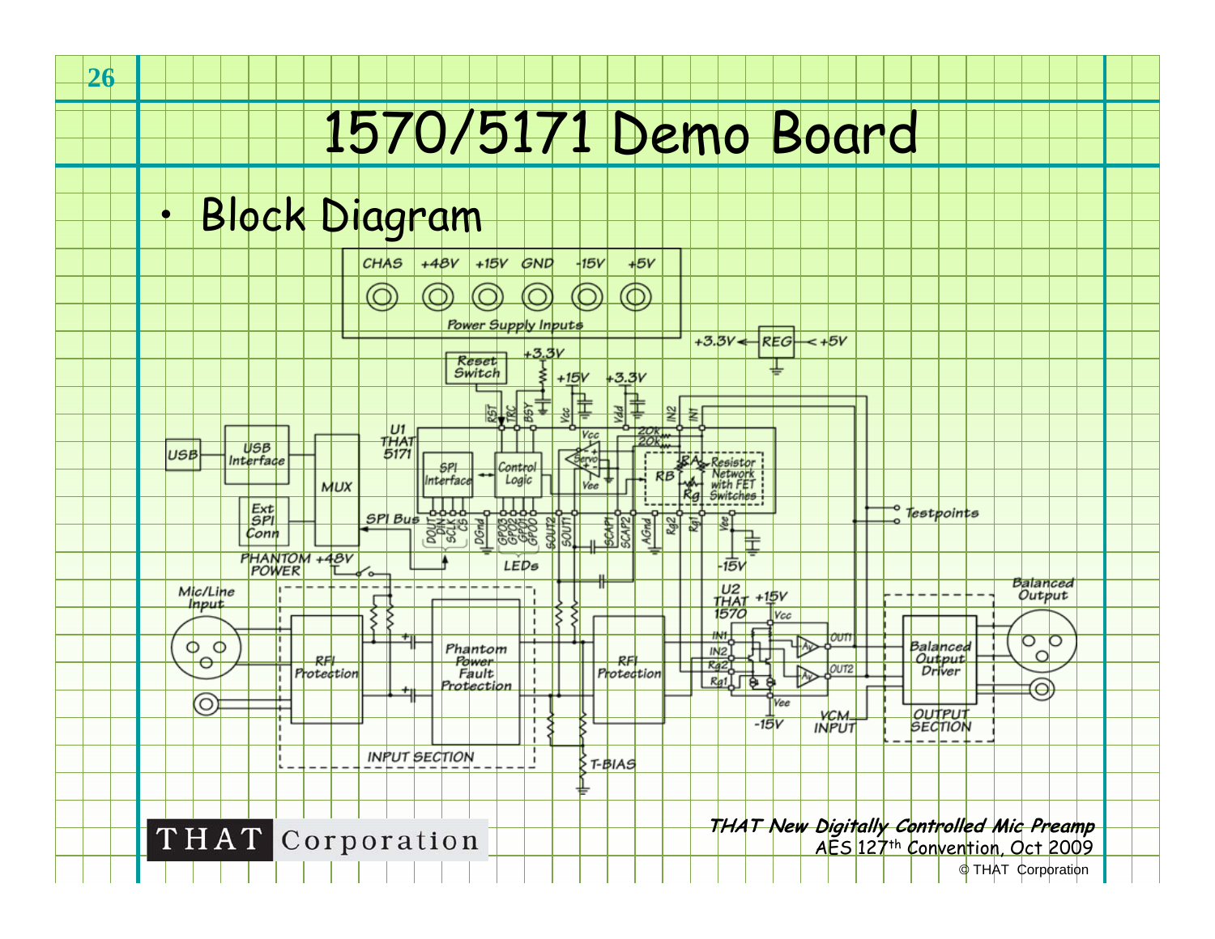# 1570/5171 Demo Board

- Block Diagram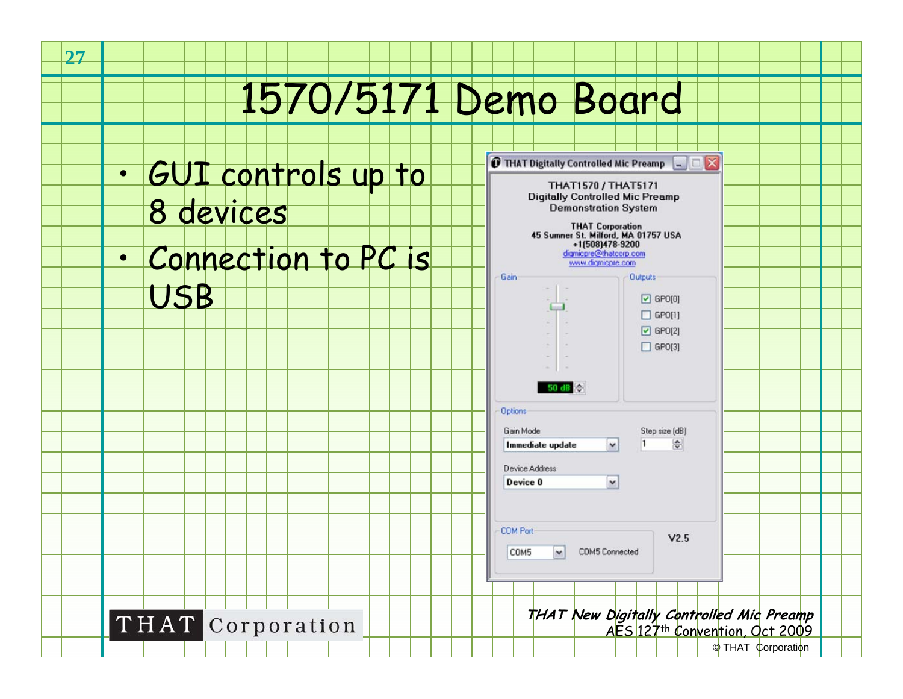# 1570/5171 Demo Board

- GUI controls up to 8 devices
- Connection to PC is USB

THAT Digitally Controlled Mic Preamp

THAT1570 / THAT5171
Digitally Controlled Mic Preamp
Demonstration System

THAT Corporation
45 Sumner St. Milford, MA 01757 USA
+1(508)478-9200
digmicpre@thatcorp.com
www.digmicpre.com

Gain

50 dB

Outputs

- [x] GPO[0]
- [ ] GPO[1]
- [x] GPO[2]
- [ ] GPO[3]

Options

Gain Mode: Immediate update

Step size (dB): 1

Device Address: Device 0

COM Port: COM5 — COM5 Connected

V2.5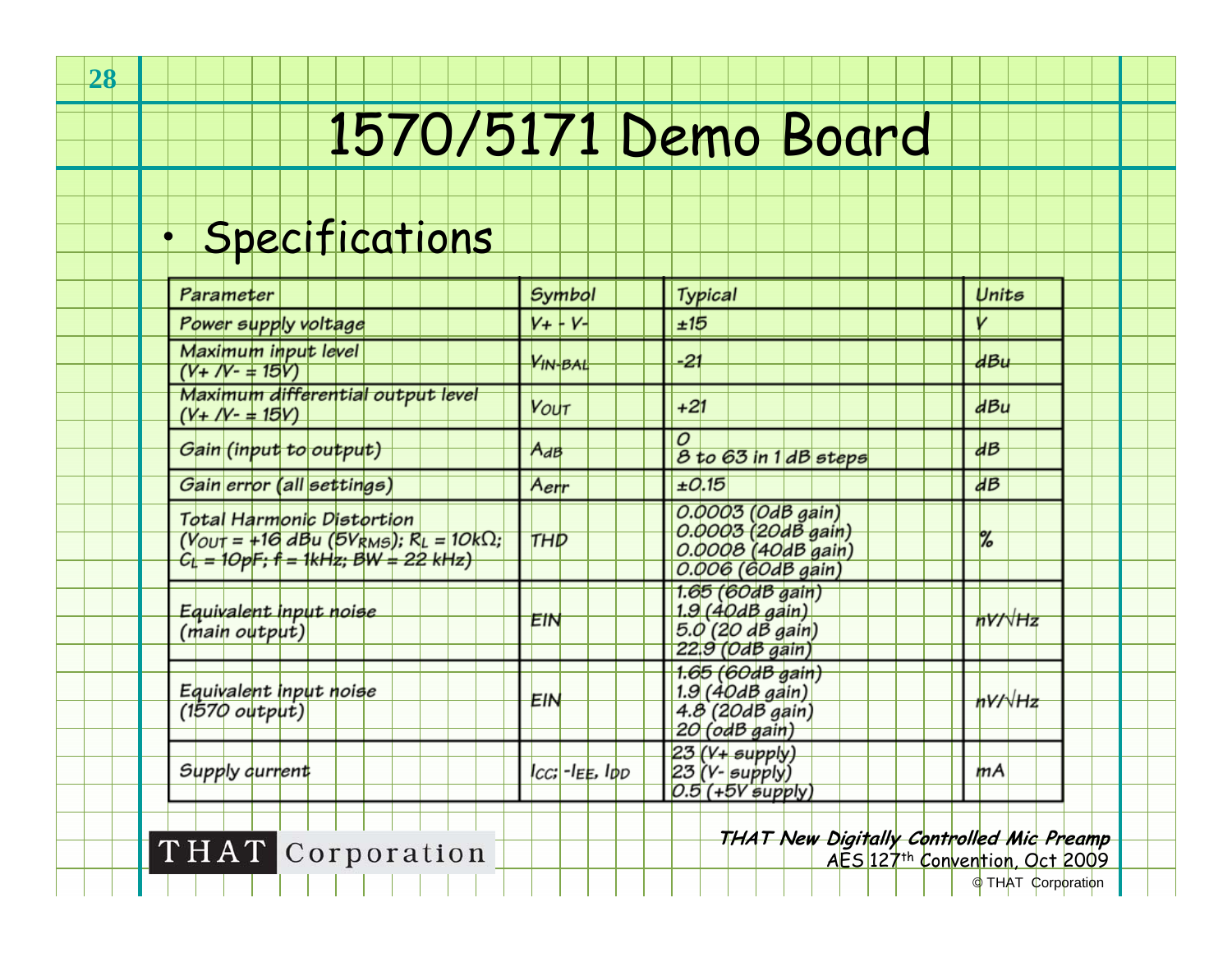# 1570/5171 Demo Board

- Specifications

| Parameter | Symbol | Typical | Units |
|---|---|---|---|
| Power supply voltage | V+ - V- | ±15 | V |
| Maximum input level (V+ /V- = 15V) | $V_{IN-BAL}$ | -21 | dBu |
| Maximum differential output level (V+ /V- = 15V) | $V_{OUT}$ | +21 | dBu |
| Gain (input to output) | $A_{dB}$ | 0<br>8 to 63 in 1 dB steps | dB |
| Gain error (all settings) | $A_{err}$ | ±0.15 | dB |
| Total Harmonic Distortion ($V_{OUT}$ = +16 dBu (5$V_{RMS}$); $R_L$ = 10kΩ; $C_L$ = 10pF; f = 1kHz; BW = 22 kHz) | THD | 0.0003 (0dB gain)<br>0.0003 (20dB gain)<br>0.0008 (40dB gain)<br>0.006 (60dB gain) | % |
| Equivalent input noise (main output) | EIN | 1.65 (60dB gain)<br>1.9 (40dB gain)<br>5.0 (20 dB gain)<br>22.9 (0dB gain) | nV/√Hz |
| Equivalent input noise (1570 output) | EIN | 1.65 (60dB gain)<br>1.9 (40dB gain)<br>4.8 (20dB gain)<br>20 (odB gain) | nV/√Hz |
| Supply current | $I_{CC}$; $-I_{EE}$, $I_{DD}$ | 23 (V+ supply)<br>23 (V- supply)<br>0.5 (+5V supply) | mA |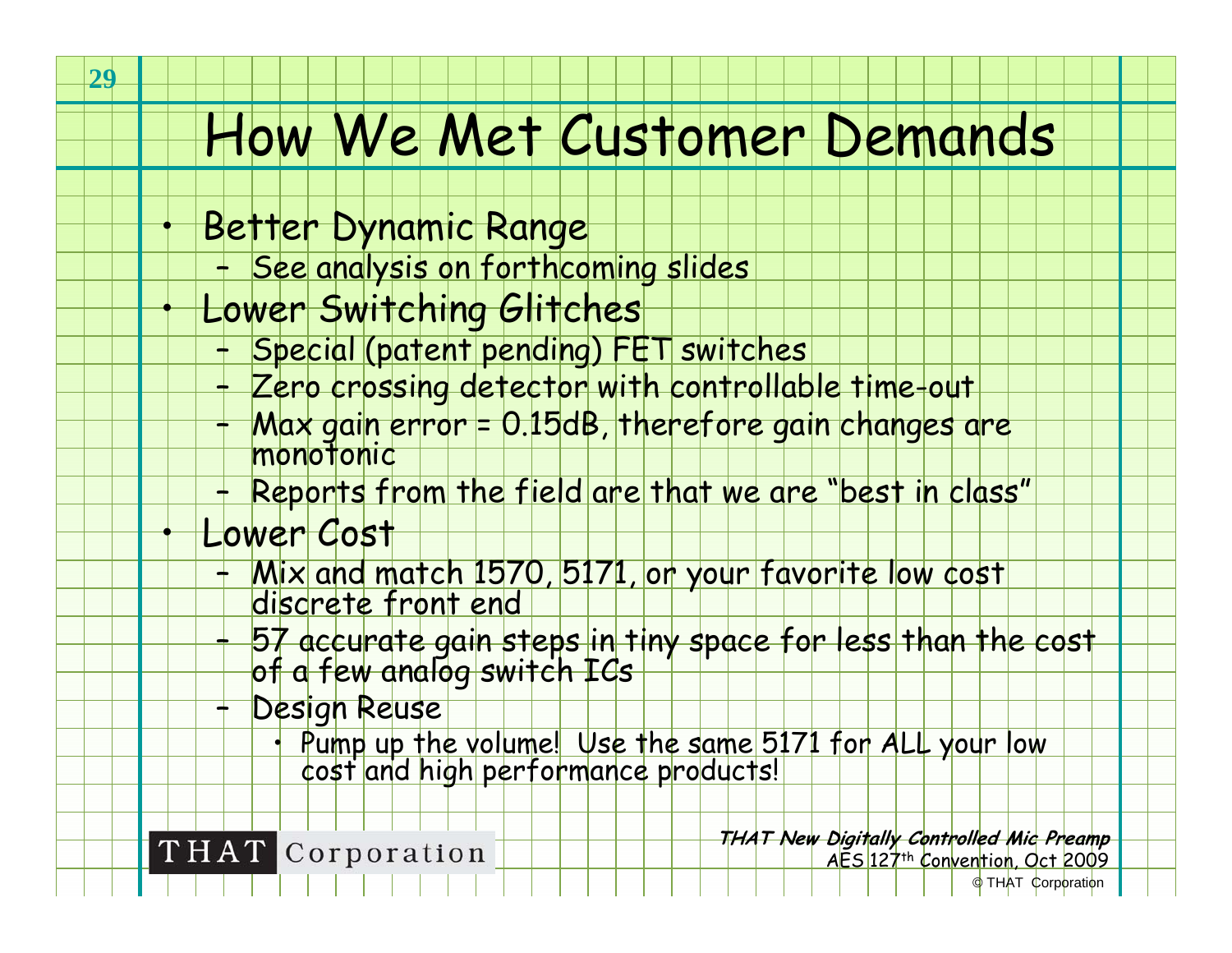# How We Met Customer Demands

- Better Dynamic Range
  - See analysis on forthcoming slides
- Lower Switching Glitches
  - Special (patent pending) FET switches
  - Zero crossing detector with controllable time-out
  - Max gain error = 0.15dB, therefore gain changes are monotonic
  - Reports from the field are that we are "best in class"
- Lower Cost
  - Mix and match 1570, 5171, or your favorite low cost discrete front end
  - 57 accurate gain steps in tiny space for less than the cost of a few analog switch ICs
  - Design Reuse
    - Pump up the volume! Use the same 5171 for ALL your low cost and high performance products!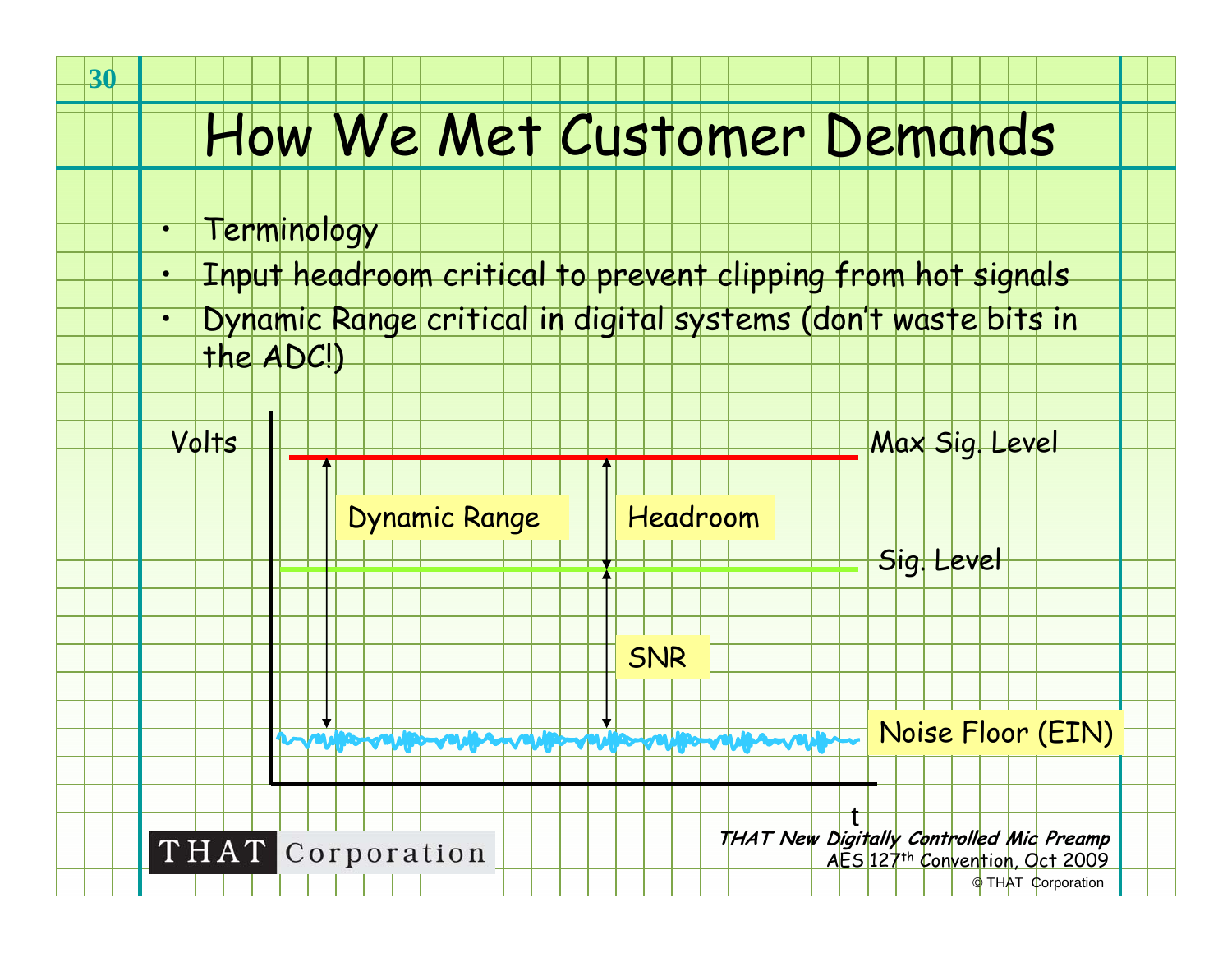# How We Met Customer Demands

- Terminology
- Input headroom critical to prevent clipping from hot signals
- Dynamic Range critical in digital systems (don't waste bits in the ADC!)

Volts

Max Sig. Level

Dynamic Range

Headroom

Sig. Level

SNR

Noise Floor (EIN)

t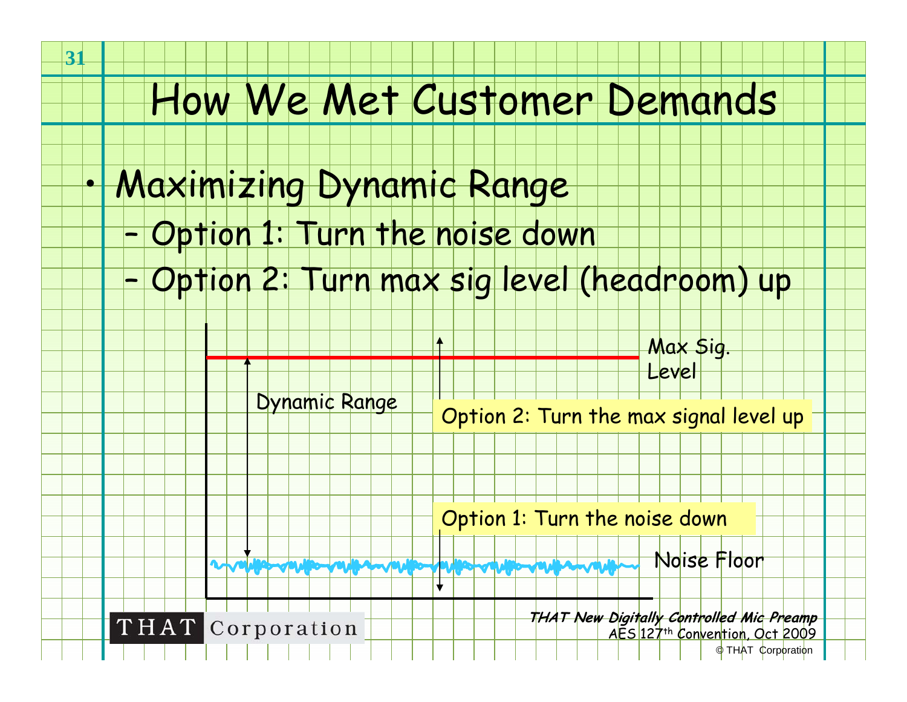# How We Met Customer Demands

- Maximizing Dynamic Range
  - Option 1: Turn the noise down
  - Option 2: Turn max sig level (headroom) up

Max Sig. Level

Dynamic Range

Option 2: Turn the max signal level up

Option 1: Turn the noise down

Noise Floor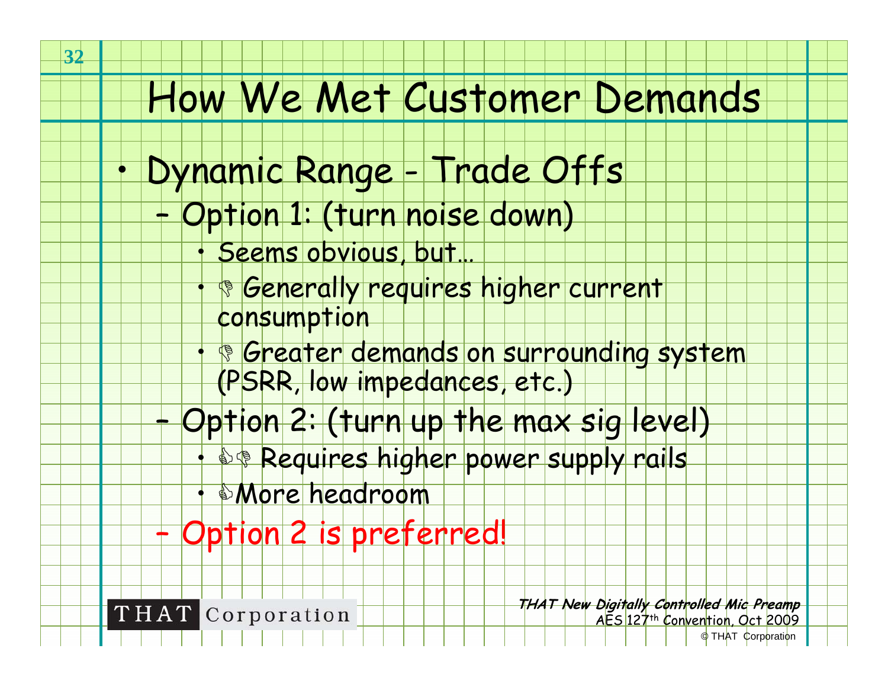# How We Met Customer Demands

- Dynamic Range - Trade Offs
  - Option 1: (turn noise down)
    - Seems obvious, but…
    - 👎 Generally requires higher current consumption
    - 👎 Greater demands on surrounding system (PSRR, low impedances, etc.)
  - Option 2: (turn up the max sig level)
    - 👍👎 Requires higher power supply rails
    - 👍More headroom
  - Option 2 is preferred!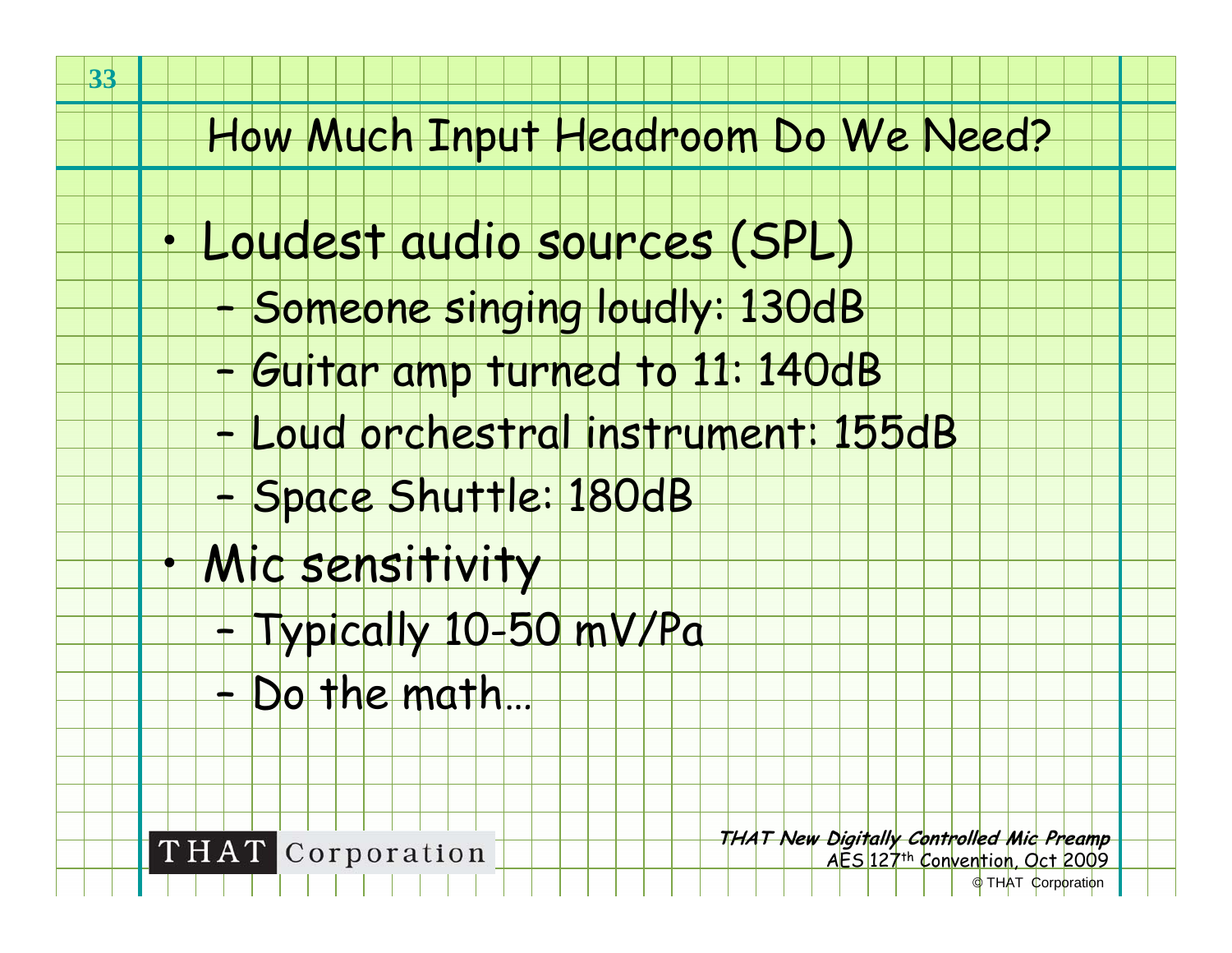# How Much Input Headroom Do We Need?

- Loudest audio sources (SPL)
  - Someone singing loudly: 130dB
  - Guitar amp turned to 11: 140dB
  - Loud orchestral instrument: 155dB
  - Space Shuttle: 180dB
- Mic sensitivity
  - Typically 10-50 mV/Pa
  - Do the math…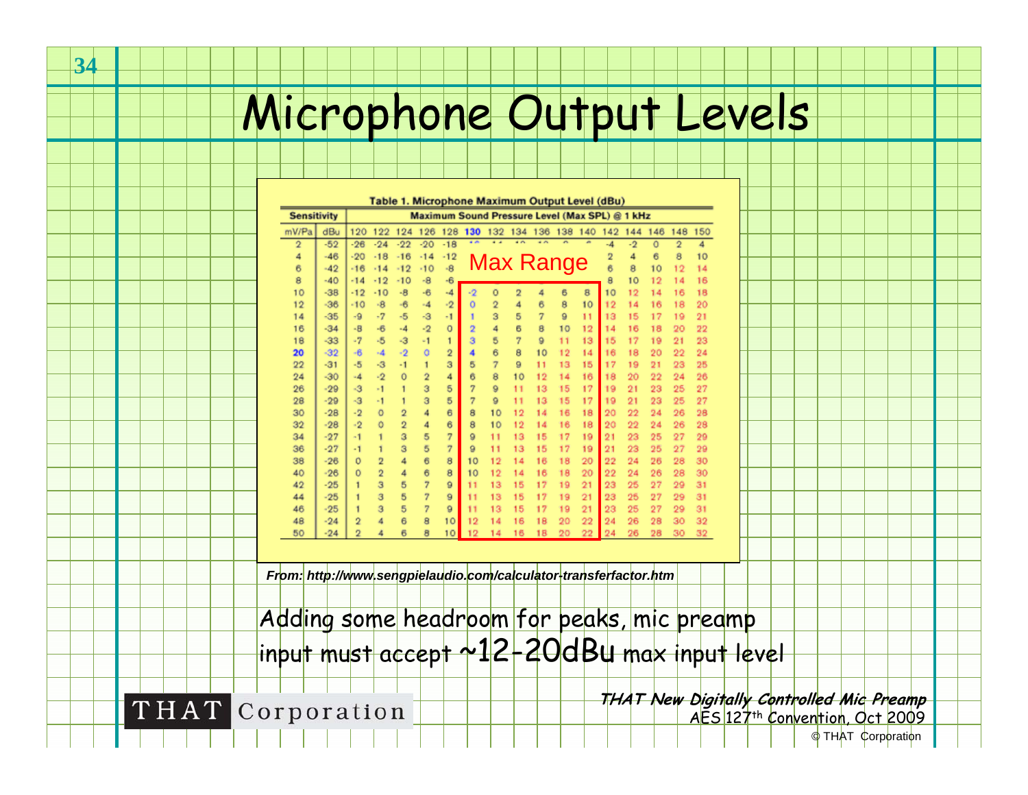# Microphone Output Levels

**Table 1. Microphone Maximum Output Level (dBu)**

| Sensitivity | | Maximum Sound Pressure Level (Max SPL) @ 1 kHz | | | | | | | | | | | | | | | |
|---|---|---|---|---|---|---|---|---|---|---|---|---|---|---|---|---|---|
| mV/Pa | dBu | 120 | 122 | 124 | 126 | 128 | 130 | 132 | 134 | 136 | 138 | 140 | 142 | 144 | 146 | 148 | 150 |
| 2 | -52 | -26 | -24 | -22 | -20 | -18 | -16 | -14 | -12 | -10 | -8 | -6 | -4 | -2 | 0 | 2 | 4 |
| 4 | -46 | -20 | -18 | -16 | -14 | -12 | -10 | -8 | -6 | -4 | -2 | 0 | 2 | 4 | 6 | 8 | 10 |
| 6 | -42 | -16 | -14 | -12 | -10 | -8 | -6 | -4 | -2 | 0 | 2 | 4 | 6 | 8 | 10 | 12 | 14 |
| 8 | -40 | -14 | -12 | -10 | -8 | -6 | -4 | -2 | 0 | 2 | 4 | 6 | 8 | 10 | 12 | 14 | 16 |
| 10 | -38 | -12 | -10 | -8 | -6 | -4 | -2 | 0 | 2 | 4 | 6 | 8 | 10 | 12 | 14 | 16 | 18 |
| 12 | -36 | -10 | -8 | -6 | -4 | -2 | 0 | 2 | 4 | 6 | 8 | 10 | 12 | 14 | 16 | 18 | 20 |
| 14 | -35 | -9 | -7 | -5 | -3 | -1 | 1 | 3 | 5 | 7 | 9 | 11 | 13 | 15 | 17 | 19 | 21 |
| 16 | -34 | -8 | -6 | -4 | -2 | 0 | 2 | 4 | 6 | 8 | 10 | 12 | 14 | 16 | 18 | 20 | 22 |
| 18 | -33 | -7 | -5 | -3 | -1 | 1 | 3 | 5 | 7 | 9 | 11 | 13 | 15 | 17 | 19 | 21 | 23 |
| 20 | -32 | -6 | -4 | -2 | 0 | 2 | 4 | 6 | 8 | 10 | 12 | 14 | 16 | 18 | 20 | 22 | 24 |
| 22 | -31 | -5 | -3 | -1 | 1 | 3 | 5 | 7 | 9 | 11 | 13 | 15 | 17 | 19 | 21 | 23 | 25 |
| 24 | -30 | -4 | -2 | 0 | 2 | 4 | 6 | 8 | 10 | 12 | 14 | 16 | 18 | 20 | 22 | 24 | 26 |
| 26 | -29 | -3 | -1 | 1 | 3 | 5 | 7 | 9 | 11 | 13 | 15 | 17 | 19 | 21 | 23 | 25 | 27 |
| 28 | -29 | -3 | -1 | 1 | 3 | 5 | 7 | 9 | 11 | 13 | 15 | 17 | 19 | 21 | 23 | 25 | 27 |
| 30 | -28 | -2 | 0 | 2 | 4 | 6 | 8 | 10 | 12 | 14 | 16 | 18 | 20 | 22 | 24 | 26 | 28 |
| 32 | -28 | -2 | 0 | 2 | 4 | 6 | 8 | 10 | 12 | 14 | 16 | 18 | 20 | 22 | 24 | 26 | 28 |
| 34 | -27 | -1 | 1 | 3 | 5 | 7 | 9 | 11 | 13 | 15 | 17 | 19 | 21 | 23 | 25 | 27 | 29 |
| 36 | -27 | -1 | 1 | 3 | 5 | 7 | 9 | 11 | 13 | 15 | 17 | 19 | 21 | 23 | 25 | 27 | 29 |
| 38 | -26 | 0 | 2 | 4 | 6 | 8 | 10 | 12 | 14 | 16 | 18 | 20 | 22 | 24 | 26 | 28 | 30 |
| 40 | -26 | 0 | 2 | 4 | 6 | 8 | 10 | 12 | 14 | 16 | 18 | 20 | 22 | 24 | 26 | 28 | 30 |
| 42 | -25 | 1 | 3 | 5 | 7 | 9 | 11 | 13 | 15 | 17 | 19 | 21 | 23 | 25 | 27 | 29 | 31 |
| 44 | -25 | 1 | 3 | 5 | 7 | 9 | 11 | 13 | 15 | 17 | 19 | 21 | 23 | 25 | 27 | 29 | 31 |
| 46 | -25 | 1 | 3 | 5 | 7 | 9 | 11 | 13 | 15 | 17 | 19 | 21 | 23 | 25 | 27 | 29 | 31 |
| 48 | -24 | 2 | 4 | 6 | 8 | 10 | 12 | 14 | 16 | 18 | 20 | 22 | 24 | 26 | 28 | 30 | 32 |
| 50 | -24 | 2 | 4 | 6 | 8 | 10 | 12 | 14 | 16 | 18 | 20 | 22 | 24 | 26 | 28 | 30 | 32 |

Max Range

***From: http://www.sengpielaudio.com/calculator-transferfactor.htm***

Adding some headroom for peaks, mic preamp input must accept ~12-20dBu max input level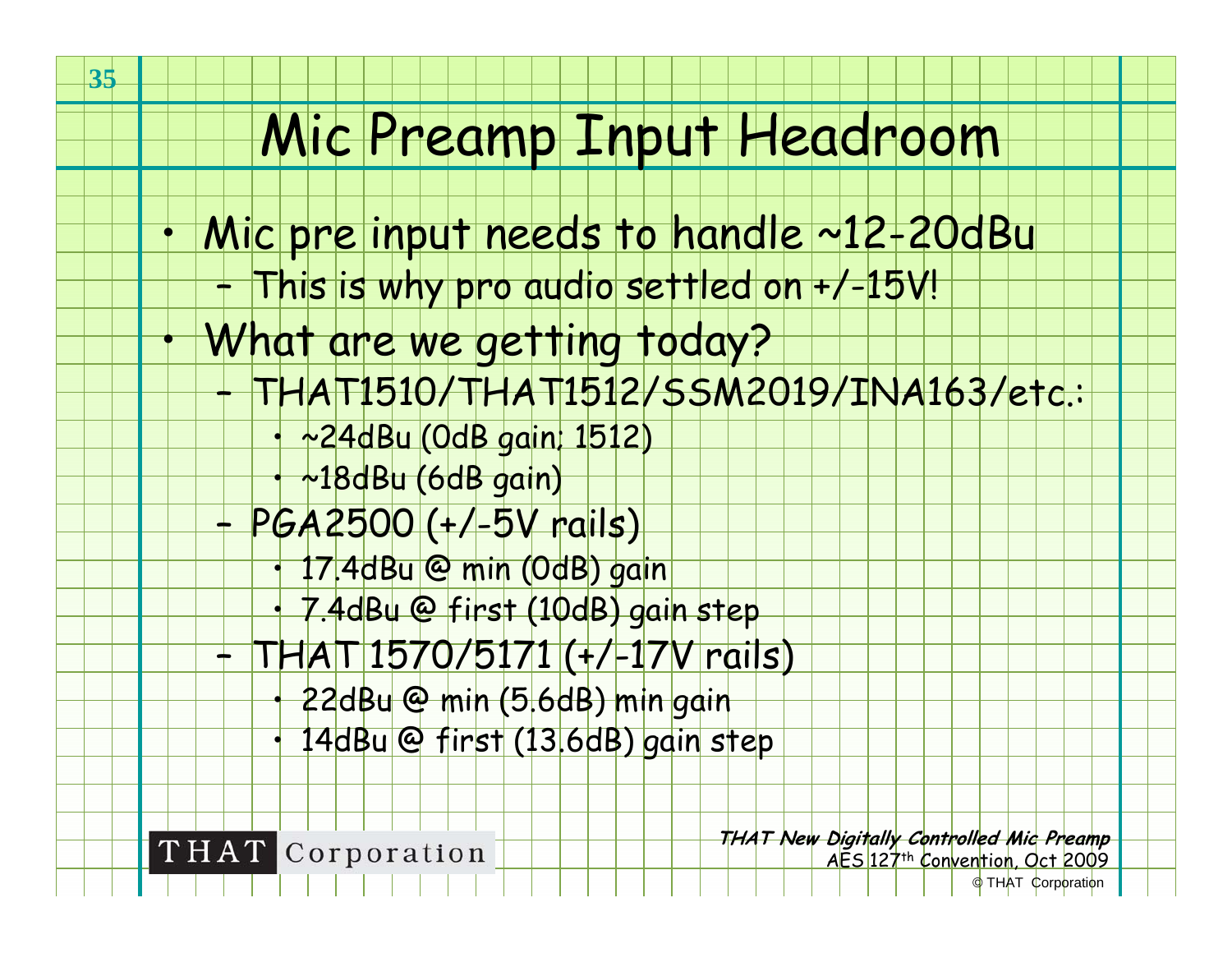# Mic Preamp Input Headroom

- Mic pre input needs to handle ~12-20dBu
  - This is why pro audio settled on +/-15V!
- What are we getting today?
  - THAT1510/THAT1512/SSM2019/INA163/etc.:
    - ~24dBu (0dB gain; 1512)
    - ~18dBu (6dB gain)
  - PGA2500 (+/-5V rails)
    - 17.4dBu @ min (0dB) gain
    - 7.4dBu @ first (10dB) gain step
  - THAT 1570/5171 (+/-17V rails)
    - 22dBu @ min (5.6dB) min gain
    - 14dBu @ first (13.6dB) gain step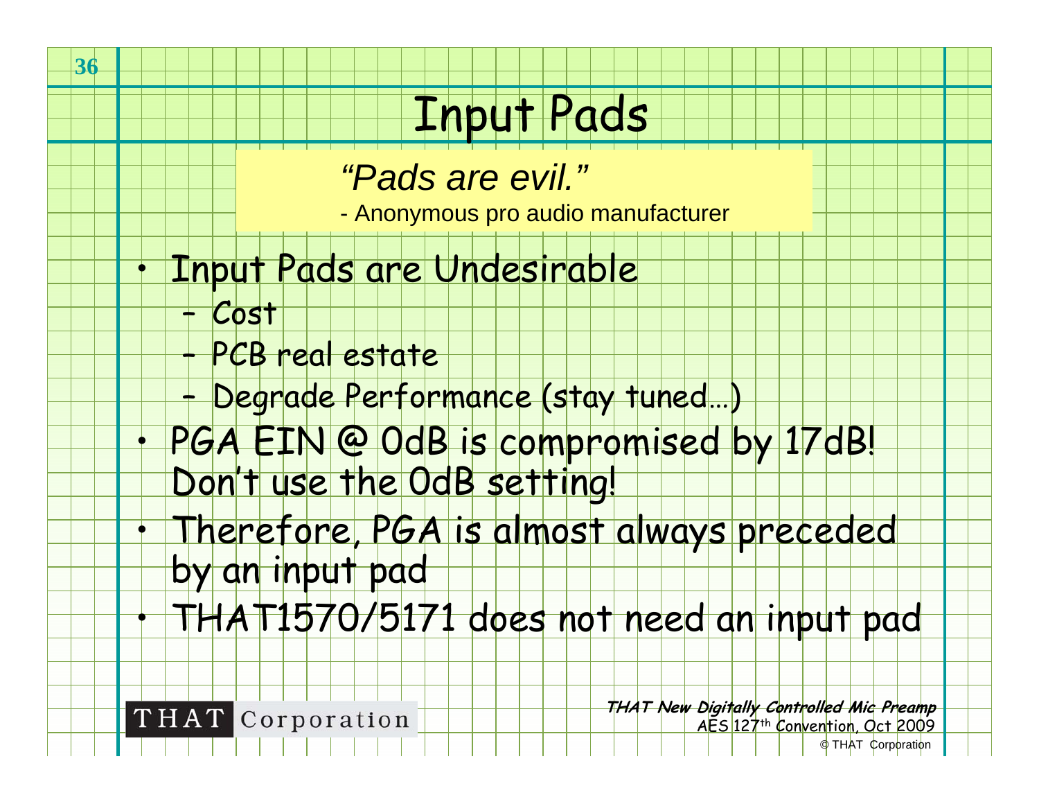# Input Pads

> *"Pads are evil."*
>
> - Anonymous pro audio manufacturer

- Input Pads are Undesirable
  - Cost
  - PCB real estate
  - Degrade Performance (stay tuned…)
- PGA EIN @ 0dB is compromised by 17dB! Don't use the 0dB setting!
- Therefore, PGA is almost always preceded by an input pad
- THAT1570/5171 does not need an input pad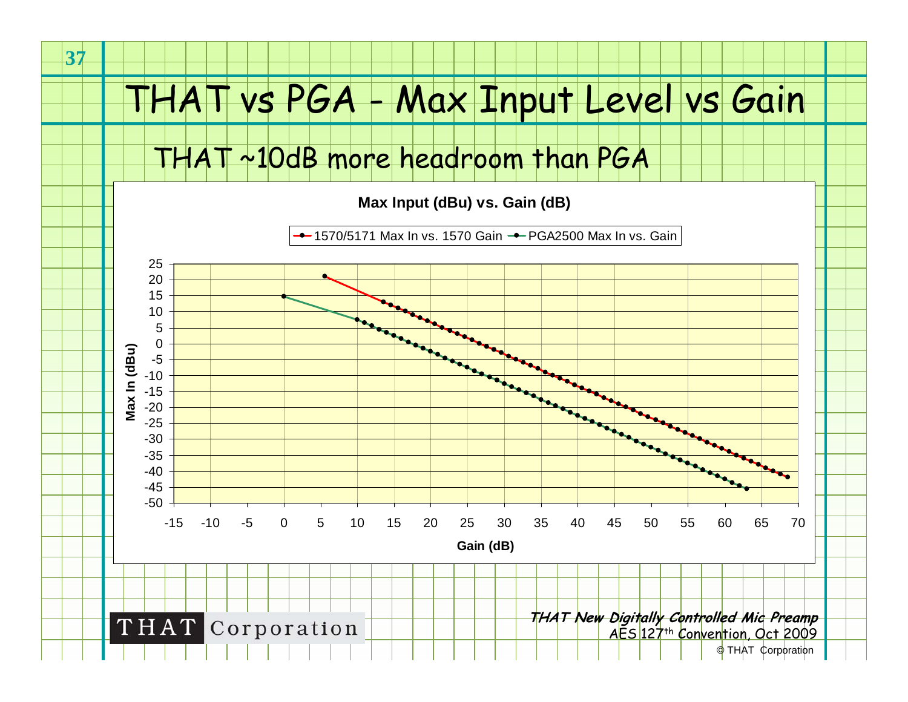# THAT vs PGA - Max Input Level vs Gain

## THAT ~10dB more headroom than PGA

**Max Input (dBu) vs. Gain (dB)**

Legend: 1570/5171 Max In vs. 1570 Gain — PGA2500 Max In vs. Gain

Y-axis: Max In (dBu), from -50 to 25

X-axis: Gain (dB), from -15 to 70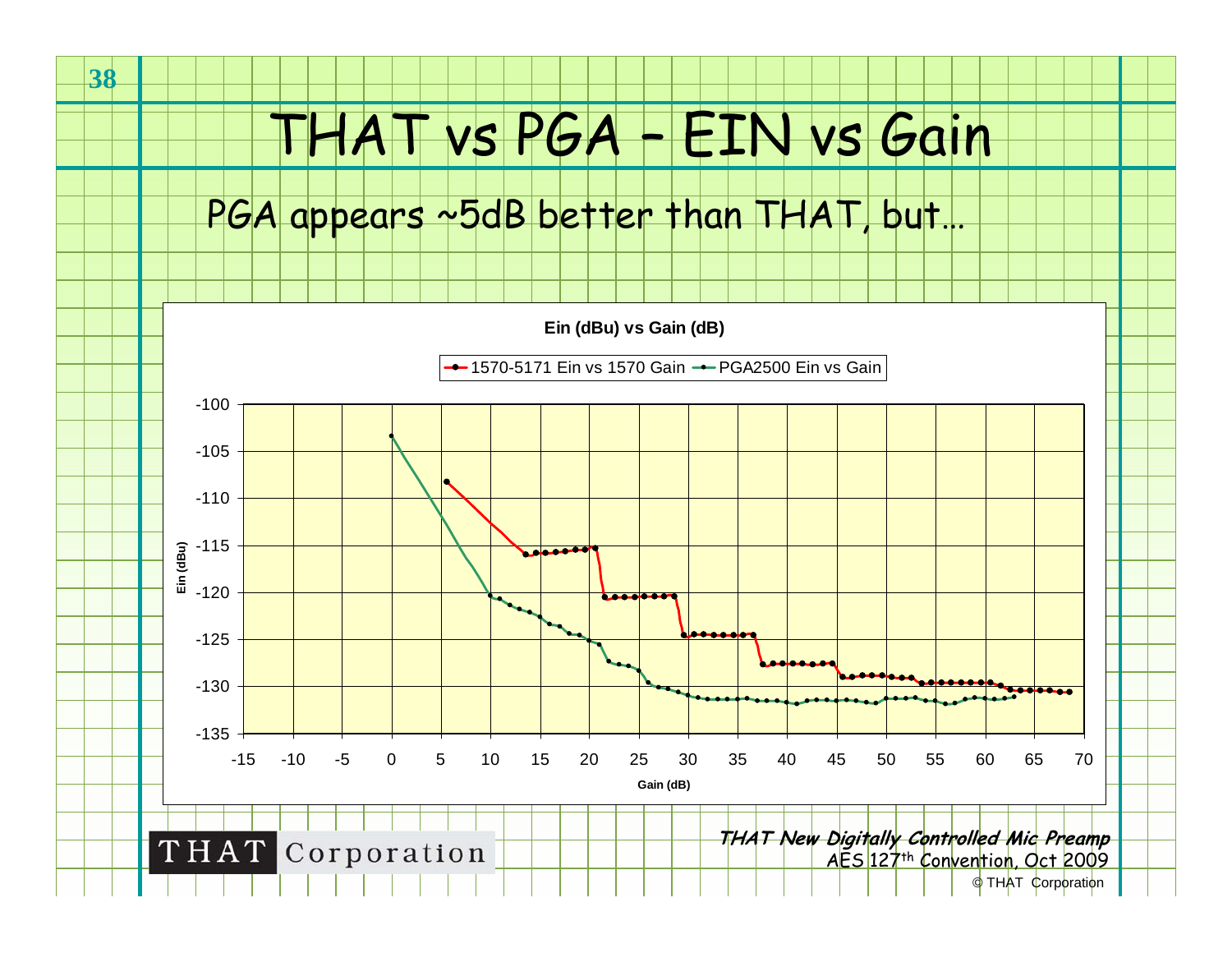# THAT vs PGA – EIN vs Gain

PGA appears ~5dB better than THAT, but…

**Ein (dBu) vs Gain (dB)**

1570-5171 Ein vs 1570 Gain — PGA2500 Ein vs Gain

Ein (dBu): -100, -105, -110, -115, -120, -125, -130, -135

Gain (dB): -15, -10, -5, 0, 5, 10, 15, 20, 25, 30, 35, 40, 45, 50, 55, 60, 65, 70

***THAT New Digitally Controlled Mic Preamp***
AES 127th Convention, Oct 2009
© THAT Corporation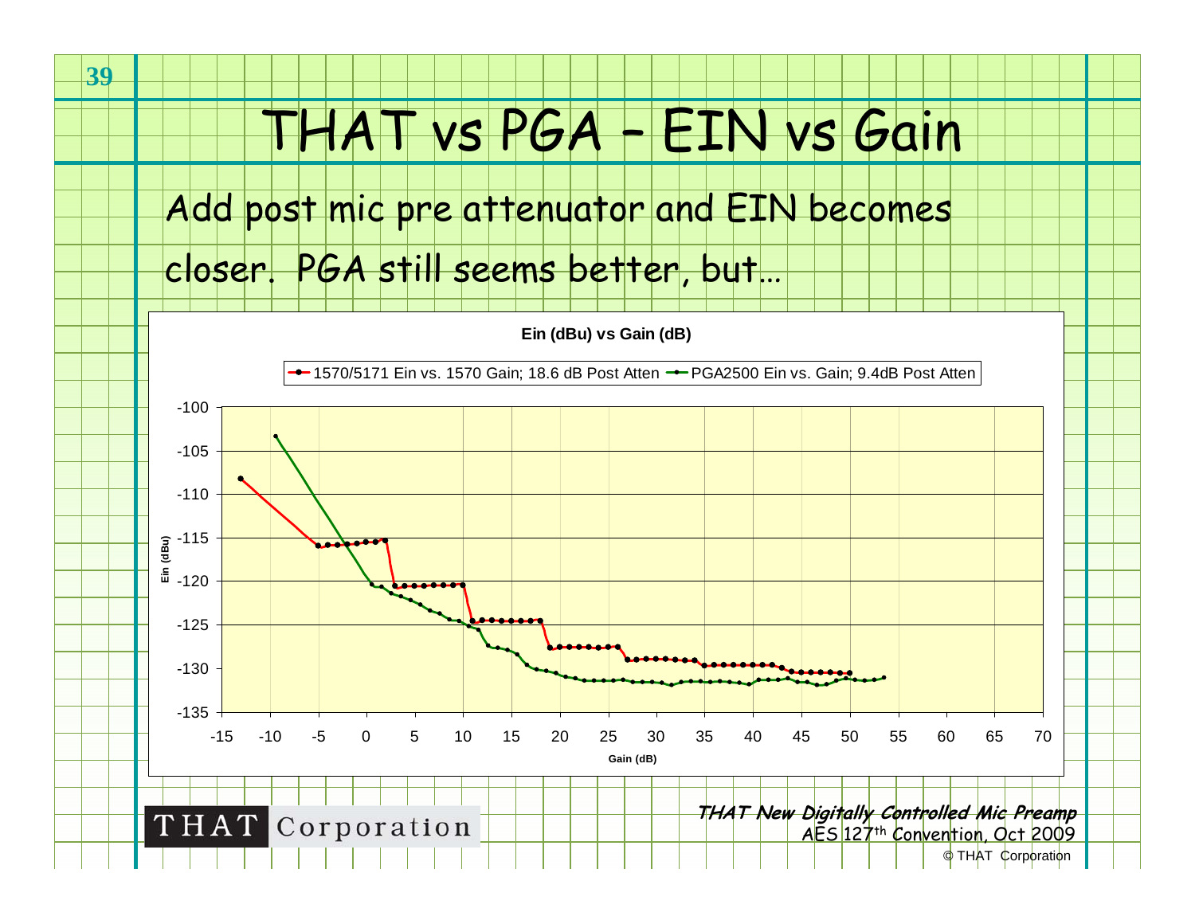# THAT vs PGA – EIN vs Gain

Add post mic pre attenuator and EIN becomes closer. PGA still seems better, but…

**Ein (dBu) vs Gain (dB)**

- 1570/5171 Ein vs. 1570 Gain; 18.6 dB Post Atten
- PGA2500 Ein vs. Gain; 9.4dB Post Atten

Y-axis: Ein (dBu), -135 to -100
X-axis: Gain (dB), -15 to 70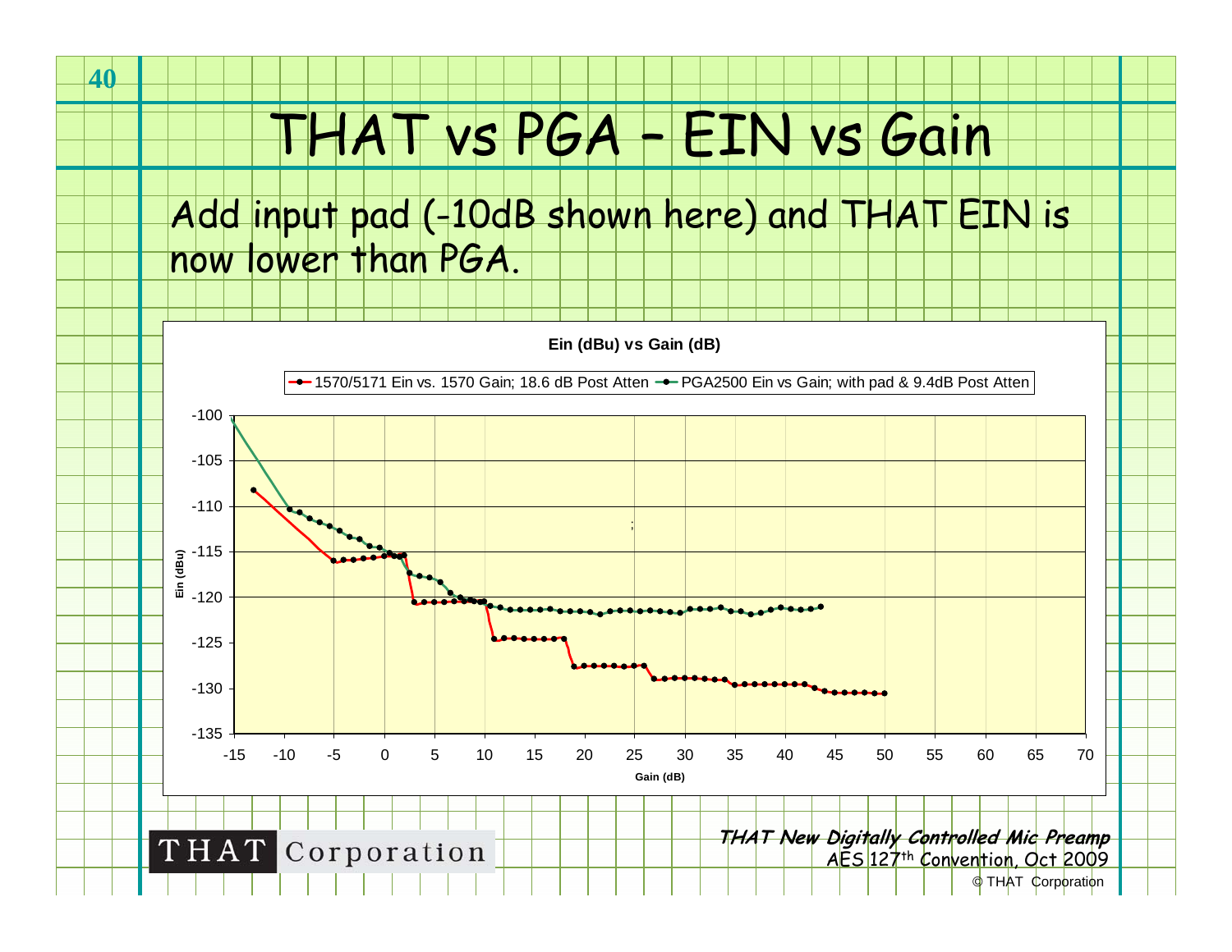# THAT vs PGA – EIN vs Gain

Add input pad (-10dB shown here) and THAT EIN is now lower than PGA.

**Ein (dBu) vs Gain (dB)**

- 1570/5171 Ein vs. 1570 Gain; 18.6 dB Post Atten
- PGA2500 Ein vs Gain; with pad & 9.4dB Post Atten

Ein (dBu): -100, -105, -110, -115, -120, -125, -130, -135

Gain (dB): -15, -10, -5, 0, 5, 10, 15, 20, 25, 30, 35, 40, 45, 50, 55, 60, 65, 70

*THAT New Digitally Controlled Mic Preamp*
AES 127th Convention, Oct 2009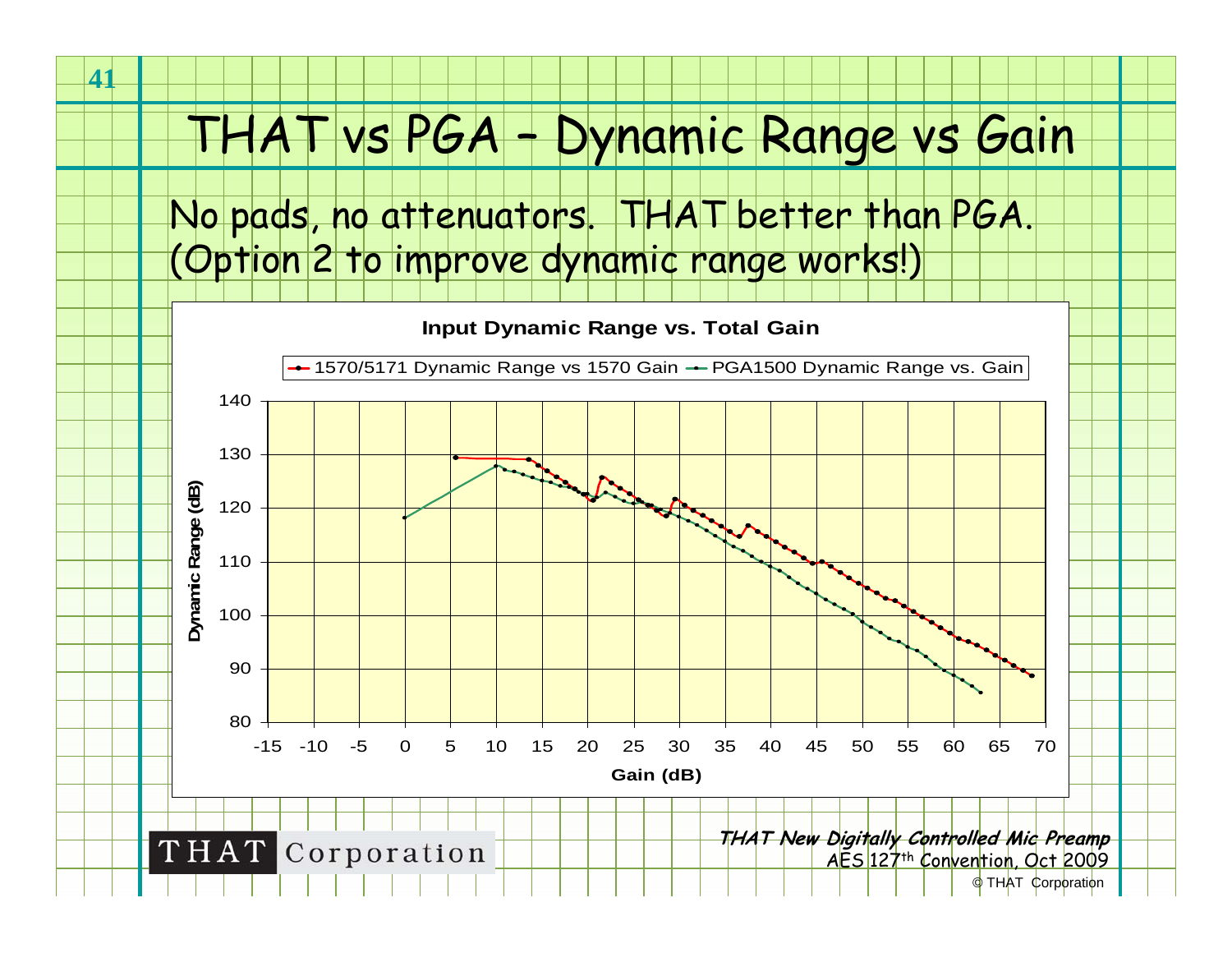# THAT vs PGA – Dynamic Range vs Gain

No pads, no attenuators. THAT better than PGA. (Option 2 to improve dynamic range works!)

**Input Dynamic Range vs. Total Gain**

Legend: 1570/5171 Dynamic Range vs 1570 Gain — PGA1500 Dynamic Range vs. Gain

Y-axis: Dynamic Range (dB), 80 to 140

X-axis: Gain (dB), -15 to 70

*THAT New Digitally Controlled Mic Preamp*

AES 127th Convention, Oct 2009

© THAT Corporation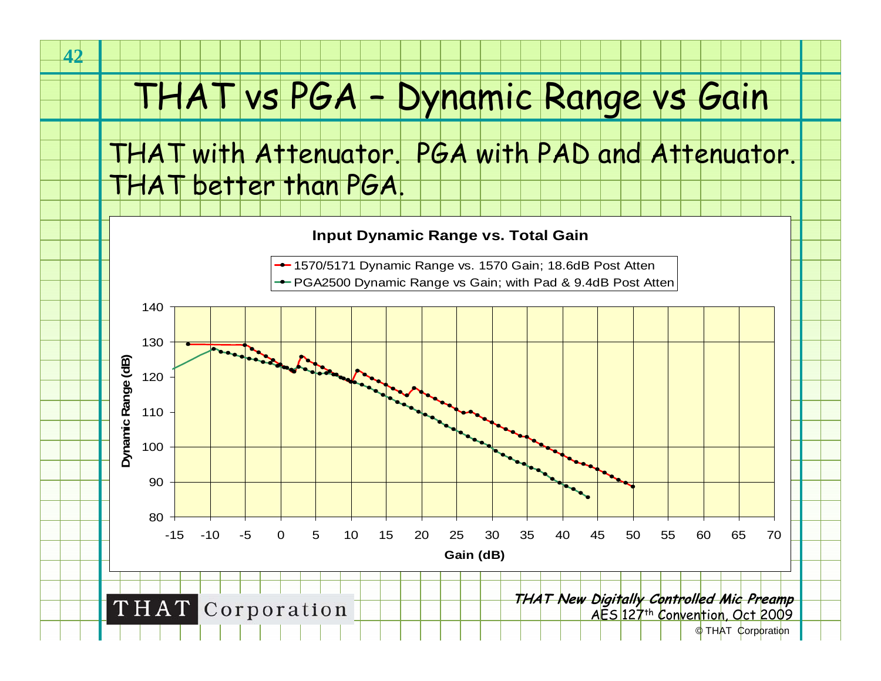# THAT vs PGA – Dynamic Range vs Gain

THAT with Attenuator. PGA with PAD and Attenuator. THAT better than PGA.

**Input Dynamic Range vs. Total Gain**

- 1570/5171 Dynamic Range vs. 1570 Gain; 18.6dB Post Atten
- PGA2500 Dynamic Range vs Gain; with Pad & 9.4dB Post Atten

Dynamic Range (dB) (80–140) vs. Gain (dB) (-15–70)

***THAT New Digitally Controlled Mic Preamp***
AES 127th Convention, Oct 2009
© THAT Corporation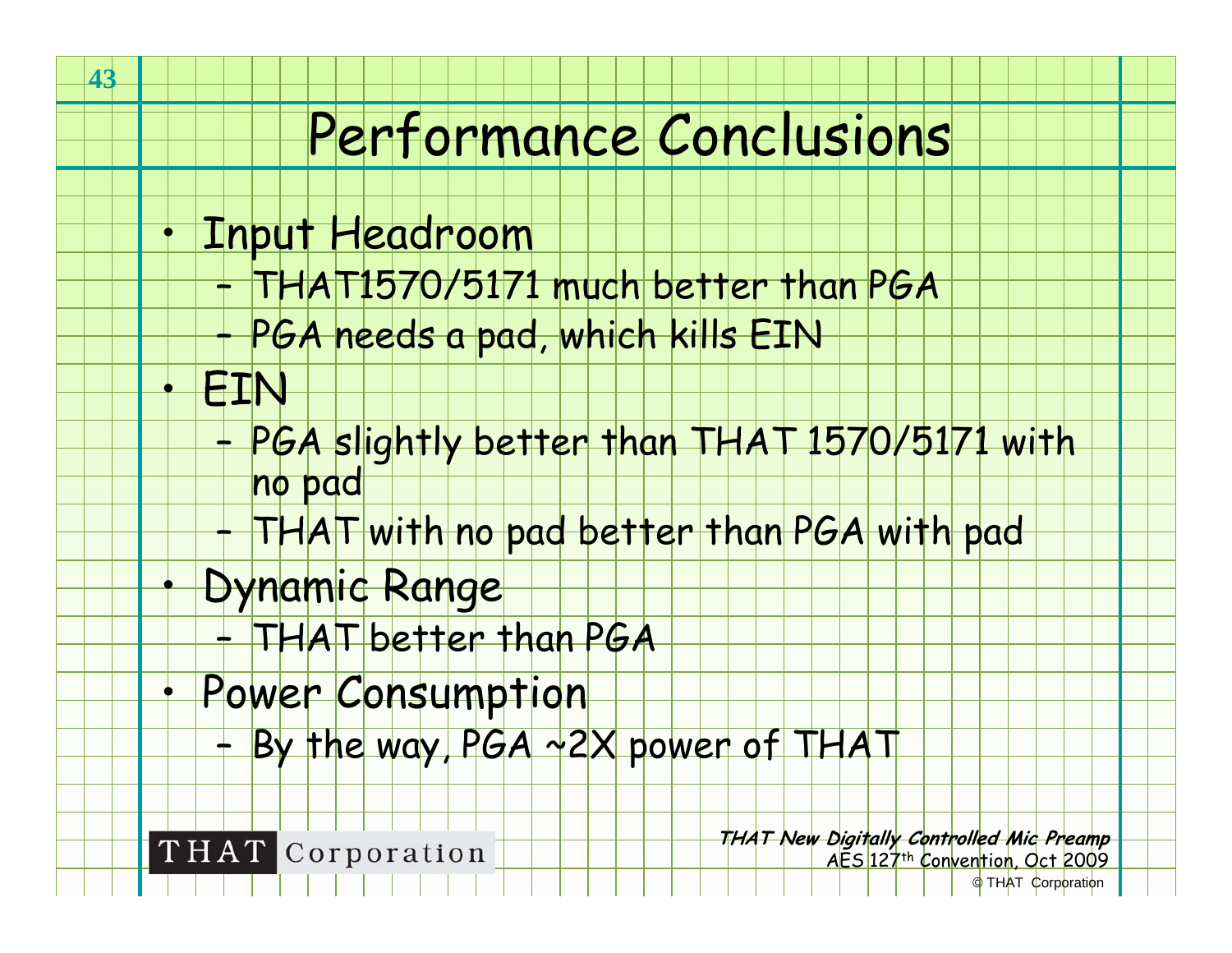# Performance Conclusions

- Input Headroom
  - THAT1570/5171 much better than PGA
  - PGA needs a pad, which kills EIN
- EIN
  - PGA slightly better than THAT 1570/5171 with no pad
  - THAT with no pad better than PGA with pad
- Dynamic Range
  - THAT better than PGA
- Power Consumption
  - By the way, PGA ~2X power of THAT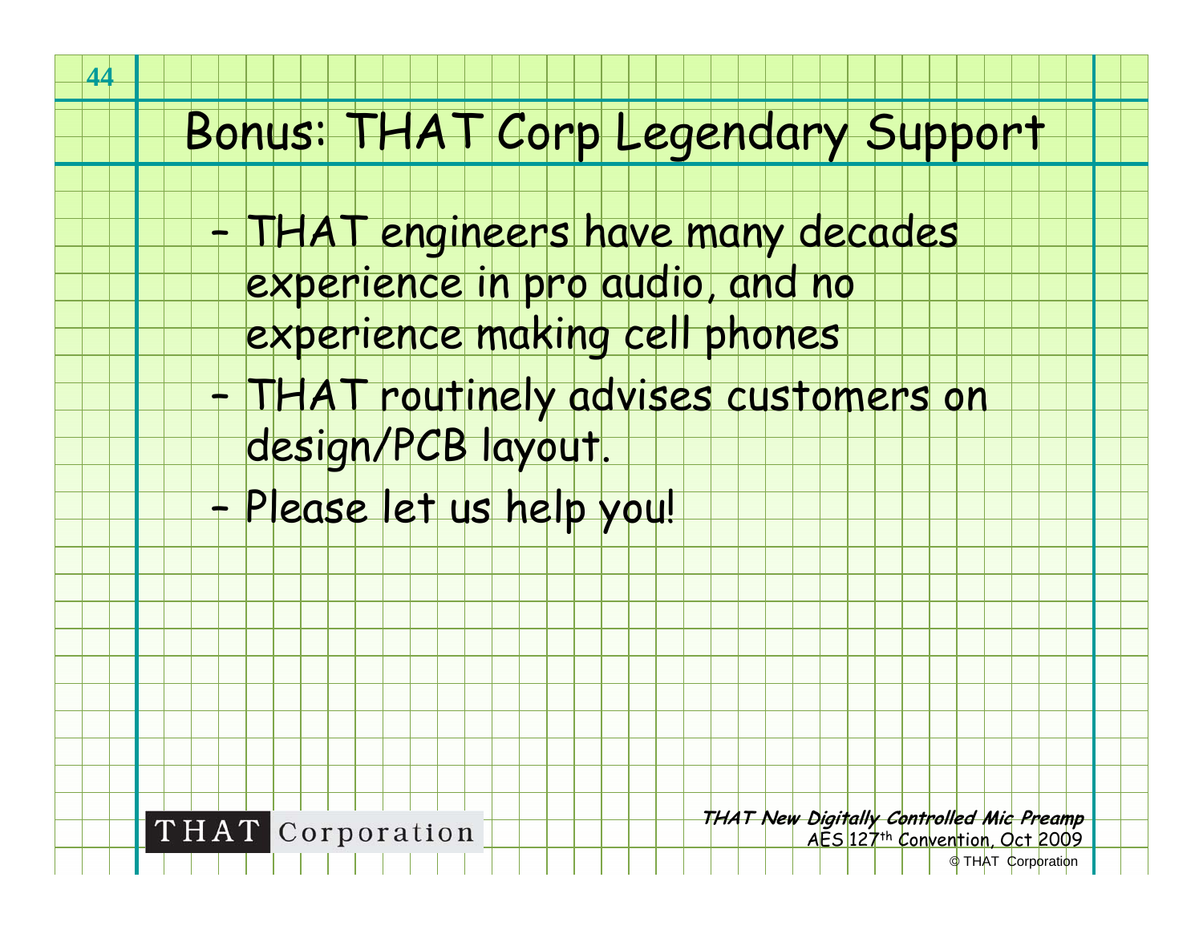# Bonus: THAT Corp Legendary Support

- THAT engineers have many decades experience in pro audio, and no experience making cell phones
- THAT routinely advises customers on design/PCB layout.
- Please let us help you!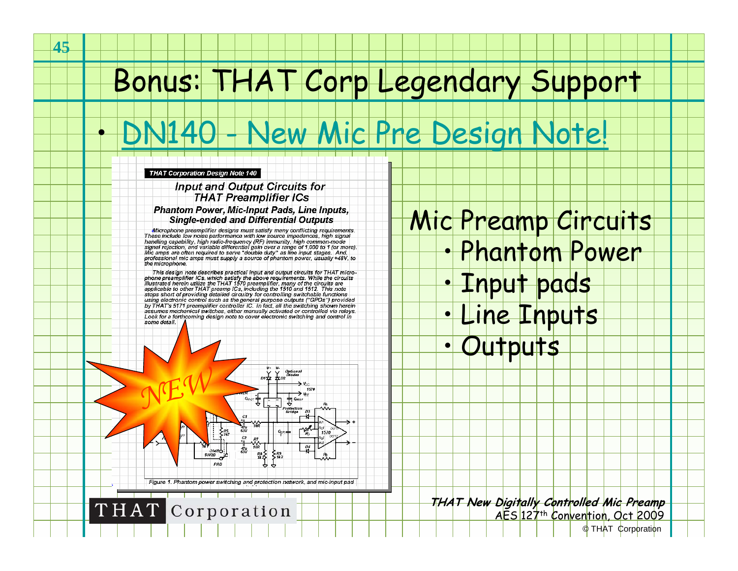# Bonus: THAT Corp Legendary Support

- DN140 - New Mic Pre Design Note!

THAT Corporation Design Note 140

**Input and Output Circuits for THAT Preamplifier ICs**

**Phantom Power, Mic-Input Pads, Line Inputs, Single-ended and Differential Outputs**

*Microphone preamplifier designs must satisfy many conflicting requirements. These include low noise performance with low source impedances, high signal handling capability, high radio-frequency (RF) immunity, high common-mode signal rejection, and variable differential gain over a range of 1,000 to 1 (or more). Mic amps are often required to serve "double duty" as line input stages. And, professional mic amps must supply a source of phantom power, usually +48V, to the microphone.*

*This design note describes practical input and output circuits for THAT microphone preamplifier ICs, which satisfy the above requirements. While the circuits illustrated herein utilize the THAT 1570 preamplifier, many of the circuits are applicable to other THAT preamp ICs, including the 1510 and 1512. This note stops short of providing detailed circuitry for controlling switchable functions using electronic control such as the general purpose outputs ("GPOs") provided by THAT's 5171 preamplifier controller IC. In fact, all the switching shown herein assumes mechanical switches, either manually activated or controlled via relays. Look for a forthcoming design note to cover electronic switching and control in some detail.*

NEW

Figure 1. Phantom power switching and protection network, and mic-input pad

## Mic Preamp Circuits

- Phantom Power
- Input pads
- Line Inputs
- Outputs

THAT Corporation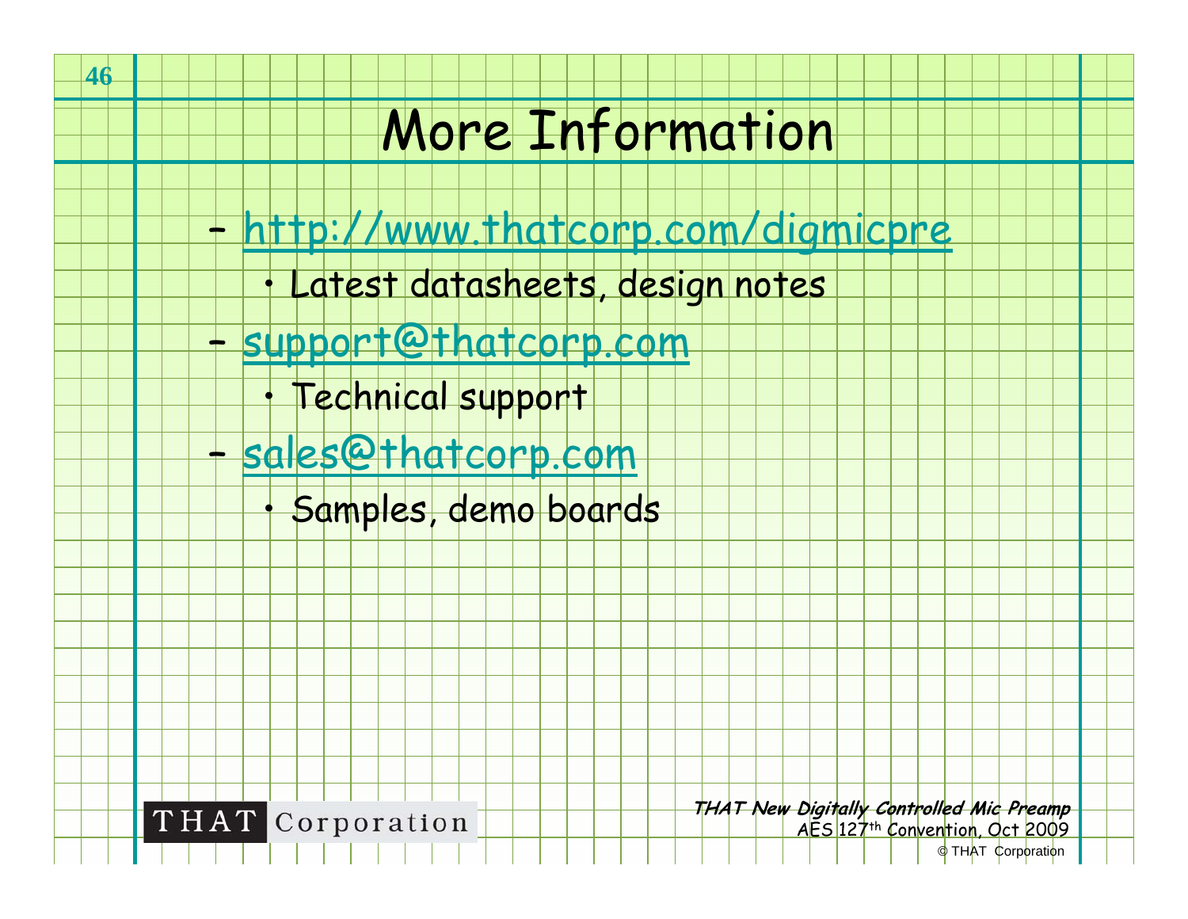# More Information

- http://www.thatcorp.com/digmicpre
  - Latest datasheets, design notes
- support@thatcorp.com
  - Technical support
- sales@thatcorp.com
  - Samples, demo boards